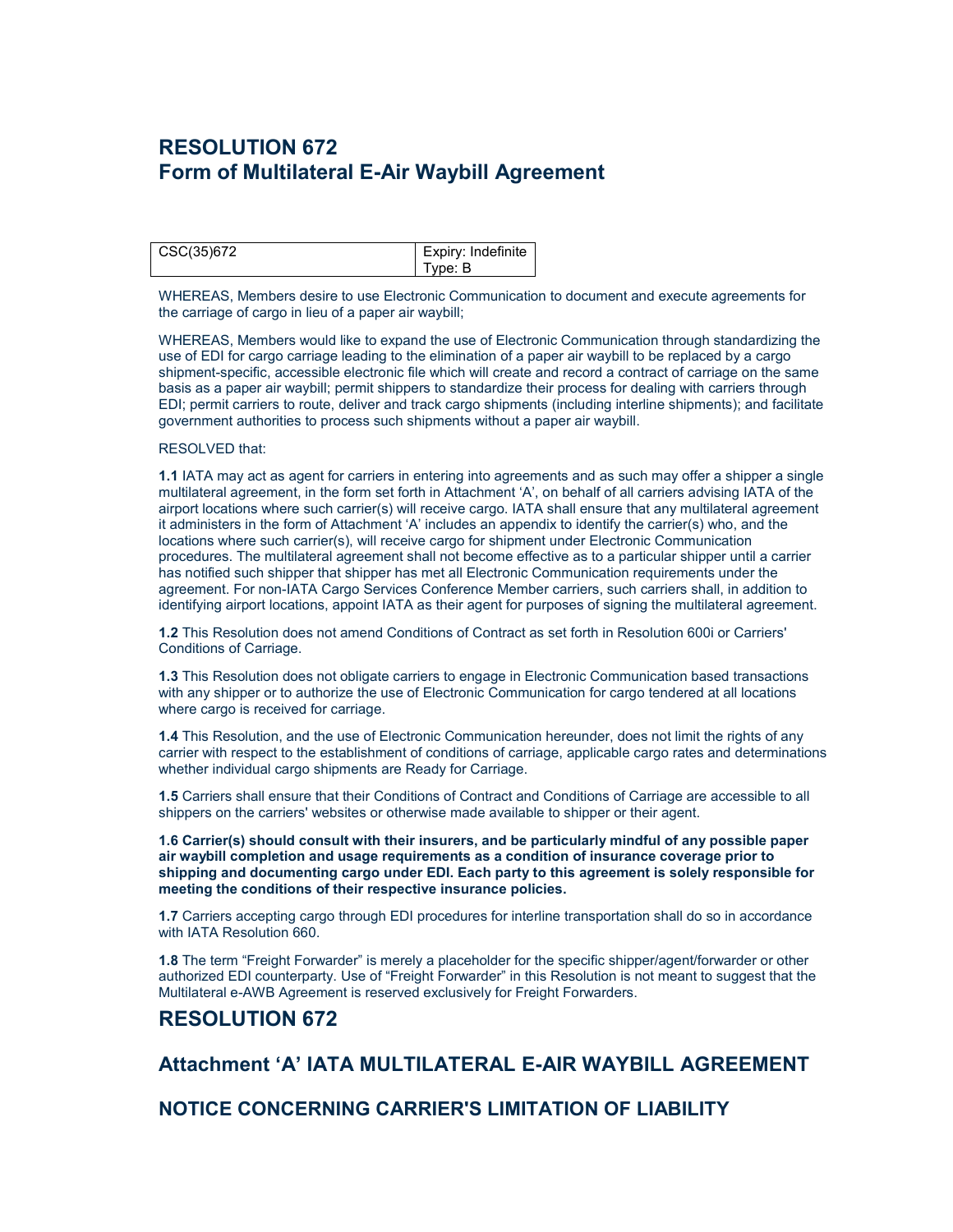# RESOLUTION 672
# Form of Multilateral E-Air Waybill Agreement

| CSC(35)672 | Expiry: Indefinite<br>Type: B |
|---|---|

WHEREAS, Members desire to use Electronic Communication to document and execute agreements for the carriage of cargo in lieu of a paper air waybill;

WHEREAS, Members would like to expand the use of Electronic Communication through standardizing the use of EDI for cargo carriage leading to the elimination of a paper air waybill to be replaced by a cargo shipment-specific, accessible electronic file which will create and record a contract of carriage on the same basis as a paper air waybill; permit shippers to standardize their process for dealing with carriers through EDI; permit carriers to route, deliver and track cargo shipments (including interline shipments); and facilitate government authorities to process such shipments without a paper air waybill.

RESOLVED that:

**1.1** IATA may act as agent for carriers in entering into agreements and as such may offer a shipper a single multilateral agreement, in the form set forth in Attachment 'A', on behalf of all carriers advising IATA of the airport locations where such carrier(s) will receive cargo. IATA shall ensure that any multilateral agreement it administers in the form of Attachment 'A' includes an appendix to identify the carrier(s) who, and the locations where such carrier(s), will receive cargo for shipment under Electronic Communication procedures. The multilateral agreement shall not become effective as to a particular shipper until a carrier has notified such shipper that shipper has met all Electronic Communication requirements under the agreement. For non-IATA Cargo Services Conference Member carriers, such carriers shall, in addition to identifying airport locations, appoint IATA as their agent for purposes of signing the multilateral agreement.

**1.2** This Resolution does not amend Conditions of Contract as set forth in Resolution 600i or Carriers' Conditions of Carriage.

**1.3** This Resolution does not obligate carriers to engage in Electronic Communication based transactions with any shipper or to authorize the use of Electronic Communication for cargo tendered at all locations where cargo is received for carriage.

**1.4** This Resolution, and the use of Electronic Communication hereunder, does not limit the rights of any carrier with respect to the establishment of conditions of carriage, applicable cargo rates and determinations whether individual cargo shipments are Ready for Carriage.

**1.5** Carriers shall ensure that their Conditions of Contract and Conditions of Carriage are accessible to all shippers on the carriers' websites or otherwise made available to shipper or their agent.

**1.6 Carrier(s) should consult with their insurers, and be particularly mindful of any possible paper air waybill completion and usage requirements as a condition of insurance coverage prior to shipping and documenting cargo under EDI. Each party to this agreement is solely responsible for meeting the conditions of their respective insurance policies.**

**1.7** Carriers accepting cargo through EDI procedures for interline transportation shall do so in accordance with IATA Resolution 660.

**1.8** The term "Freight Forwarder" is merely a placeholder for the specific shipper/agent/forwarder or other authorized EDI counterparty. Use of "Freight Forwarder" in this Resolution is not meant to suggest that the Multilateral e-AWB Agreement is reserved exclusively for Freight Forwarders.

## RESOLUTION 672

## Attachment 'A' IATA MULTILATERAL E-AIR WAYBILL AGREEMENT

## NOTICE CONCERNING CARRIER'S LIMITATION OF LIABILITY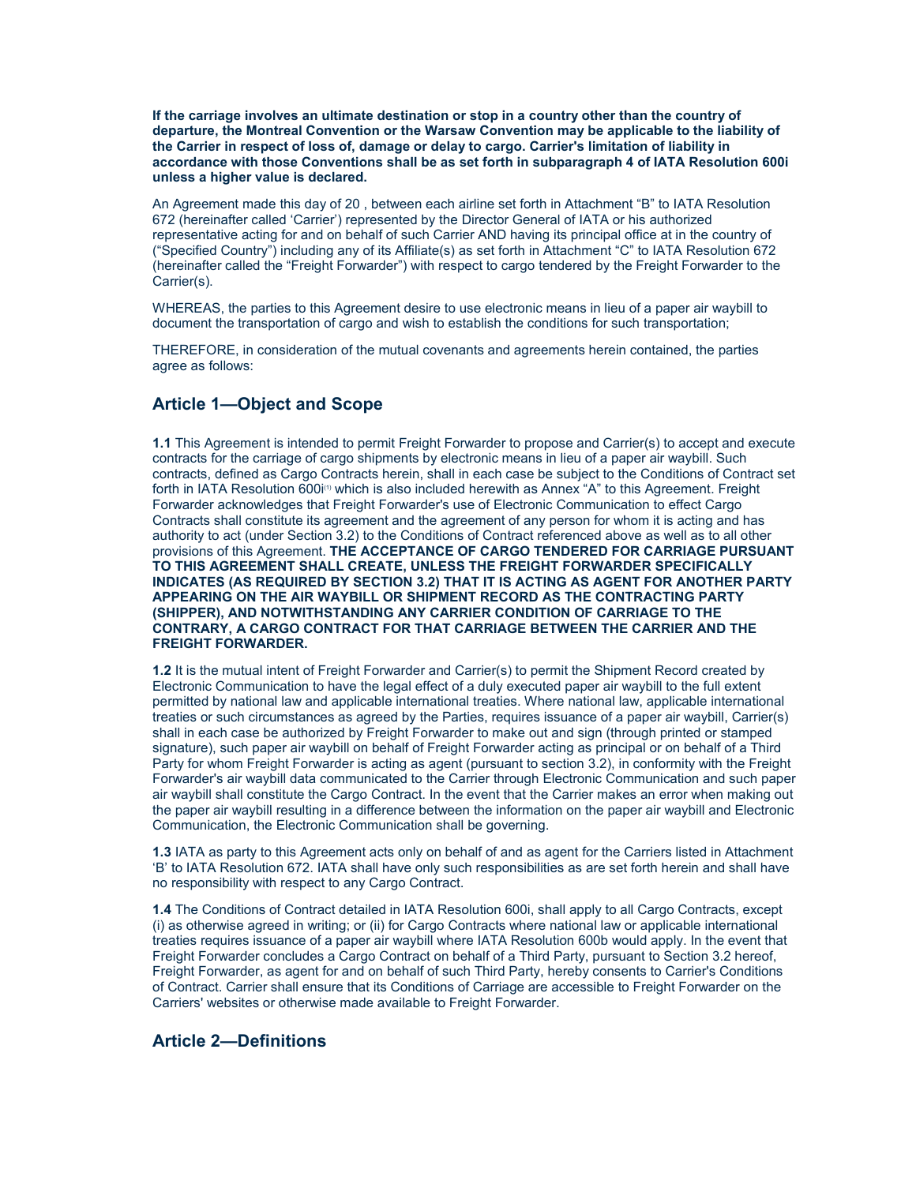**If the carriage involves an ultimate destination or stop in a country other than the country of departure, the Montreal Convention or the Warsaw Convention may be applicable to the liability of the Carrier in respect of loss of, damage or delay to cargo. Carrier's limitation of liability in accordance with those Conventions shall be as set forth in subparagraph 4 of IATA Resolution 600i unless a higher value is declared.**

An Agreement made this day of 20 , between each airline set forth in Attachment "B" to IATA Resolution 672 (hereinafter called 'Carrier') represented by the Director General of IATA or his authorized representative acting for and on behalf of such Carrier AND having its principal office at in the country of ("Specified Country") including any of its Affiliate(s) as set forth in Attachment "C" to IATA Resolution 672 (hereinafter called the "Freight Forwarder") with respect to cargo tendered by the Freight Forwarder to the Carrier(s).

WHEREAS, the parties to this Agreement desire to use electronic means in lieu of a paper air waybill to document the transportation of cargo and wish to establish the conditions for such transportation;

THEREFORE, in consideration of the mutual covenants and agreements herein contained, the parties agree as follows:

## Article 1—Object and Scope

**1.1** This Agreement is intended to permit Freight Forwarder to propose and Carrier(s) to accept and execute contracts for the carriage of cargo shipments by electronic means in lieu of a paper air waybill. Such contracts, defined as Cargo Contracts herein, shall in each case be subject to the Conditions of Contract set forth in IATA Resolution 600i[1] which is also included herewith as Annex "A" to this Agreement. Freight Forwarder acknowledges that Freight Forwarder's use of Electronic Communication to effect Cargo Contracts shall constitute its agreement and the agreement of any person for whom it is acting and has authority to act (under Section 3.2) to the Conditions of Contract referenced above as well as to all other provisions of this Agreement. **THE ACCEPTANCE OF CARGO TENDERED FOR CARRIAGE PURSUANT TO THIS AGREEMENT SHALL CREATE, UNLESS THE FREIGHT FORWARDER SPECIFICALLY INDICATES (AS REQUIRED BY SECTION 3.2) THAT IT IS ACTING AS AGENT FOR ANOTHER PARTY APPEARING ON THE AIR WAYBILL OR SHIPMENT RECORD AS THE CONTRACTING PARTY (SHIPPER), AND NOTWITHSTANDING ANY CARRIER CONDITION OF CARRIAGE TO THE CONTRARY, A CARGO CONTRACT FOR THAT CARRIAGE BETWEEN THE CARRIER AND THE FREIGHT FORWARDER.**

**1.2** It is the mutual intent of Freight Forwarder and Carrier(s) to permit the Shipment Record created by Electronic Communication to have the legal effect of a duly executed paper air waybill to the full extent permitted by national law and applicable international treaties. Where national law, applicable international treaties or such circumstances as agreed by the Parties, requires issuance of a paper air waybill, Carrier(s) shall in each case be authorized by Freight Forwarder to make out and sign (through printed or stamped signature), such paper air waybill on behalf of Freight Forwarder acting as principal or on behalf of a Third Party for whom Freight Forwarder is acting as agent (pursuant to section 3.2), in conformity with the Freight Forwarder's air waybill data communicated to the Carrier through Electronic Communication and such paper air waybill shall constitute the Cargo Contract. In the event that the Carrier makes an error when making out the paper air waybill resulting in a difference between the information on the paper air waybill and Electronic Communication, the Electronic Communication shall be governing.

**1.3** IATA as party to this Agreement acts only on behalf of and as agent for the Carriers listed in Attachment 'B' to IATA Resolution 672. IATA shall have only such responsibilities as are set forth herein and shall have no responsibility with respect to any Cargo Contract.

**1.4** The Conditions of Contract detailed in IATA Resolution 600i, shall apply to all Cargo Contracts, except (i) as otherwise agreed in writing; or (ii) for Cargo Contracts where national law or applicable international treaties requires issuance of a paper air waybill where IATA Resolution 600b would apply. In the event that Freight Forwarder concludes a Cargo Contract on behalf of a Third Party, pursuant to Section 3.2 hereof, Freight Forwarder, as agent for and on behalf of such Third Party, hereby consents to Carrier's Conditions of Contract. Carrier shall ensure that its Conditions of Carriage are accessible to Freight Forwarder on the Carriers' websites or otherwise made available to Freight Forwarder.

## Article 2—Definitions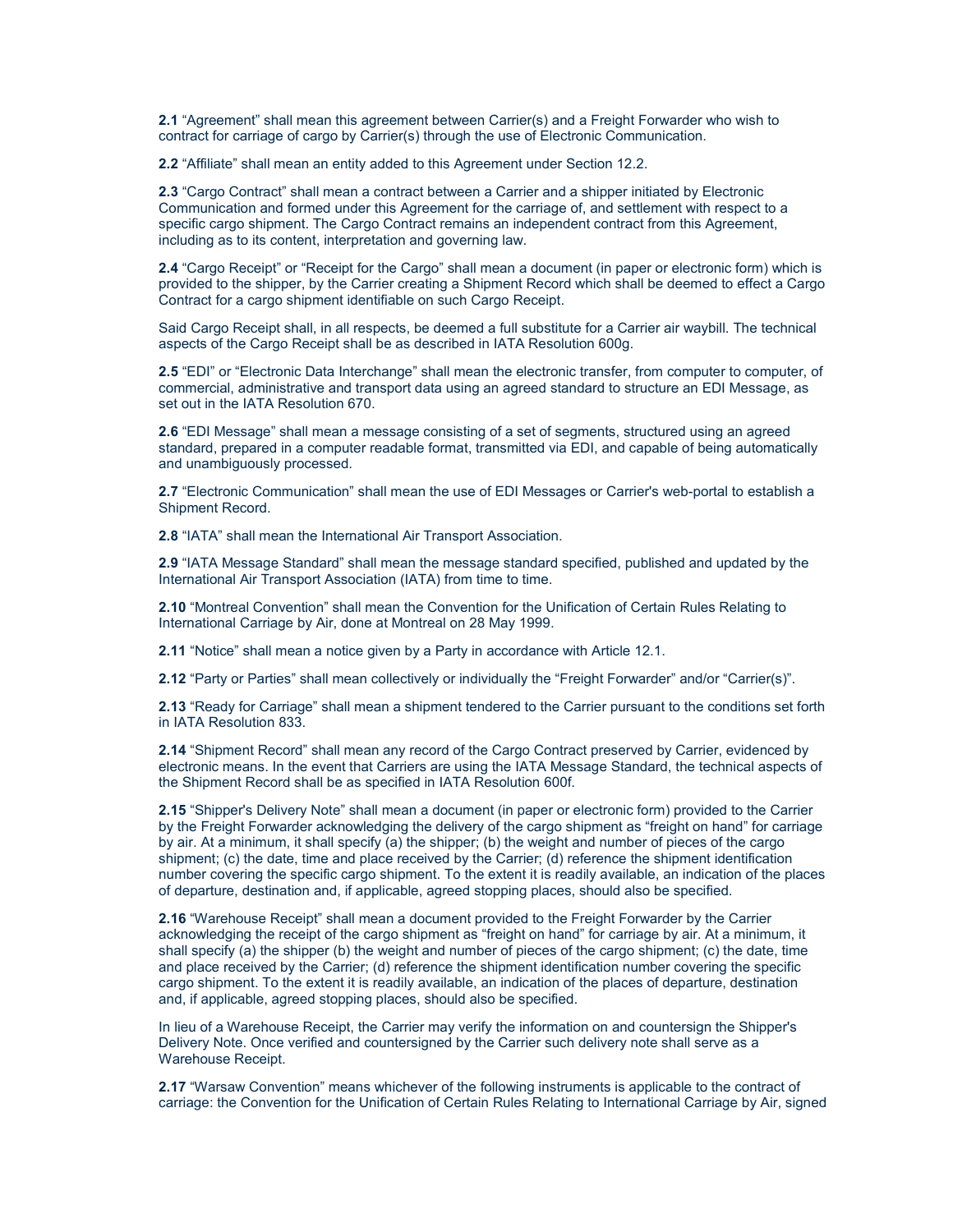**2.1** “Agreement” shall mean this agreement between Carrier(s) and a Freight Forwarder who wish to contract for carriage of cargo by Carrier(s) through the use of Electronic Communication.

**2.2** “Affiliate” shall mean an entity added to this Agreement under Section 12.2.

**2.3** “Cargo Contract” shall mean a contract between a Carrier and a shipper initiated by Electronic Communication and formed under this Agreement for the carriage of, and settlement with respect to a specific cargo shipment. The Cargo Contract remains an independent contract from this Agreement, including as to its content, interpretation and governing law.

**2.4** “Cargo Receipt” or “Receipt for the Cargo” shall mean a document (in paper or electronic form) which is provided to the shipper, by the Carrier creating a Shipment Record which shall be deemed to effect a Cargo Contract for a cargo shipment identifiable on such Cargo Receipt.

Said Cargo Receipt shall, in all respects, be deemed a full substitute for a Carrier air waybill. The technical aspects of the Cargo Receipt shall be as described in IATA Resolution 600g.

**2.5** “EDI” or “Electronic Data Interchange” shall mean the electronic transfer, from computer to computer, of commercial, administrative and transport data using an agreed standard to structure an EDI Message, as set out in the IATA Resolution 670.

**2.6** “EDI Message” shall mean a message consisting of a set of segments, structured using an agreed standard, prepared in a computer readable format, transmitted via EDI, and capable of being automatically and unambiguously processed.

**2.7** “Electronic Communication” shall mean the use of EDI Messages or Carrier's web-portal to establish a Shipment Record.

**2.8** “IATA” shall mean the International Air Transport Association.

**2.9** “IATA Message Standard” shall mean the message standard specified, published and updated by the International Air Transport Association (IATA) from time to time.

**2.10** “Montreal Convention” shall mean the Convention for the Unification of Certain Rules Relating to International Carriage by Air, done at Montreal on 28 May 1999.

**2.11** “Notice” shall mean a notice given by a Party in accordance with Article 12.1.

**2.12** “Party or Parties” shall mean collectively or individually the “Freight Forwarder” and/or “Carrier(s)”.

**2.13** “Ready for Carriage” shall mean a shipment tendered to the Carrier pursuant to the conditions set forth in IATA Resolution 833.

**2.14** “Shipment Record” shall mean any record of the Cargo Contract preserved by Carrier, evidenced by electronic means. In the event that Carriers are using the IATA Message Standard, the technical aspects of the Shipment Record shall be as specified in IATA Resolution 600f.

**2.15** “Shipper's Delivery Note” shall mean a document (in paper or electronic form) provided to the Carrier by the Freight Forwarder acknowledging the delivery of the cargo shipment as “freight on hand” for carriage by air. At a minimum, it shall specify (a) the shipper; (b) the weight and number of pieces of the cargo shipment; (c) the date, time and place received by the Carrier; (d) reference the shipment identification number covering the specific cargo shipment. To the extent it is readily available, an indication of the places of departure, destination and, if applicable, agreed stopping places, should also be specified.

**2.16** “Warehouse Receipt” shall mean a document provided to the Freight Forwarder by the Carrier acknowledging the receipt of the cargo shipment as “freight on hand” for carriage by air. At a minimum, it shall specify (a) the shipper (b) the weight and number of pieces of the cargo shipment; (c) the date, time and place received by the Carrier; (d) reference the shipment identification number covering the specific cargo shipment. To the extent it is readily available, an indication of the places of departure, destination and, if applicable, agreed stopping places, should also be specified.

In lieu of a Warehouse Receipt, the Carrier may verify the information on and countersign the Shipper's Delivery Note. Once verified and countersigned by the Carrier such delivery note shall serve as a Warehouse Receipt.

**2.17** “Warsaw Convention” means whichever of the following instruments is applicable to the contract of carriage: the Convention for the Unification of Certain Rules Relating to International Carriage by Air, signed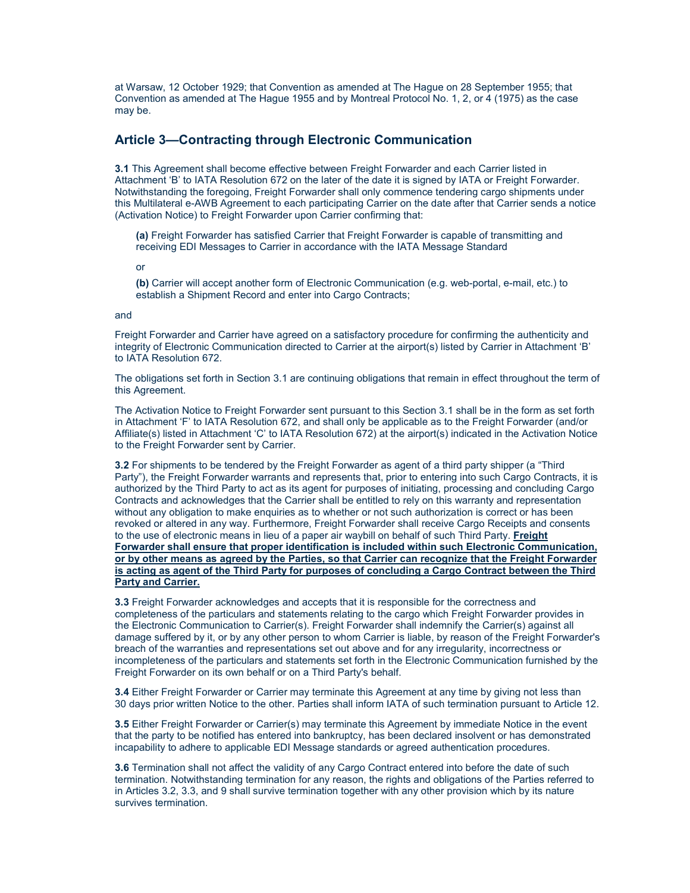at Warsaw, 12 October 1929; that Convention as amended at The Hague on 28 September 1955; that Convention as amended at The Hague 1955 and by Montreal Protocol No. 1, 2, or 4 (1975) as the case may be.

## Article 3—Contracting through Electronic Communication

**3.1** This Agreement shall become effective between Freight Forwarder and each Carrier listed in Attachment 'B' to IATA Resolution 672 on the later of the date it is signed by IATA or Freight Forwarder. Notwithstanding the foregoing, Freight Forwarder shall only commence tendering cargo shipments under this Multilateral e-AWB Agreement to each participating Carrier on the date after that Carrier sends a notice (Activation Notice) to Freight Forwarder upon Carrier confirming that:

> **(a)** Freight Forwarder has satisfied Carrier that Freight Forwarder is capable of transmitting and receiving EDI Messages to Carrier in accordance with the IATA Message Standard
>
> or
>
> **(b)** Carrier will accept another form of Electronic Communication (e.g. web-portal, e-mail, etc.) to establish a Shipment Record and enter into Cargo Contracts;

and

Freight Forwarder and Carrier have agreed on a satisfactory procedure for confirming the authenticity and integrity of Electronic Communication directed to Carrier at the airport(s) listed by Carrier in Attachment 'B' to IATA Resolution 672.

The obligations set forth in Section 3.1 are continuing obligations that remain in effect throughout the term of this Agreement.

The Activation Notice to Freight Forwarder sent pursuant to this Section 3.1 shall be in the form as set forth in Attachment 'F' to IATA Resolution 672, and shall only be applicable as to the Freight Forwarder (and/or Affiliate(s) listed in Attachment 'C' to IATA Resolution 672) at the airport(s) indicated in the Activation Notice to the Freight Forwarder sent by Carrier.

**3.2** For shipments to be tendered by the Freight Forwarder as agent of a third party shipper (a "Third Party"), the Freight Forwarder warrants and represents that, prior to entering into such Cargo Contracts, it is authorized by the Third Party to act as its agent for purposes of initiating, processing and concluding Cargo Contracts and acknowledges that the Carrier shall be entitled to rely on this warranty and representation without any obligation to make enquiries as to whether or not such authorization is correct or has been revoked or altered in any way. Furthermore, Freight Forwarder shall receive Cargo Receipts and consents to the use of electronic means in lieu of a paper air waybill on behalf of such Third Party. **Freight Forwarder shall ensure that proper identification is included within such Electronic Communication, or by other means as agreed by the Parties, so that Carrier can recognize that the Freight Forwarder is acting as agent of the Third Party for purposes of concluding a Cargo Contract between the Third Party and Carrier.**

**3.3** Freight Forwarder acknowledges and accepts that it is responsible for the correctness and completeness of the particulars and statements relating to the cargo which Freight Forwarder provides in the Electronic Communication to Carrier(s). Freight Forwarder shall indemnify the Carrier(s) against all damage suffered by it, or by any other person to whom Carrier is liable, by reason of the Freight Forwarder's breach of the warranties and representations set out above and for any irregularity, incorrectness or incompleteness of the particulars and statements set forth in the Electronic Communication furnished by the Freight Forwarder on its own behalf or on a Third Party's behalf.

**3.4** Either Freight Forwarder or Carrier may terminate this Agreement at any time by giving not less than 30 days prior written Notice to the other. Parties shall inform IATA of such termination pursuant to Article 12.

**3.5** Either Freight Forwarder or Carrier(s) may terminate this Agreement by immediate Notice in the event that the party to be notified has entered into bankruptcy, has been declared insolvent or has demonstrated incapability to adhere to applicable EDI Message standards or agreed authentication procedures.

**3.6** Termination shall not affect the validity of any Cargo Contract entered into before the date of such termination. Notwithstanding termination for any reason, the rights and obligations of the Parties referred to in Articles 3.2, 3.3, and 9 shall survive termination together with any other provision which by its nature survives termination.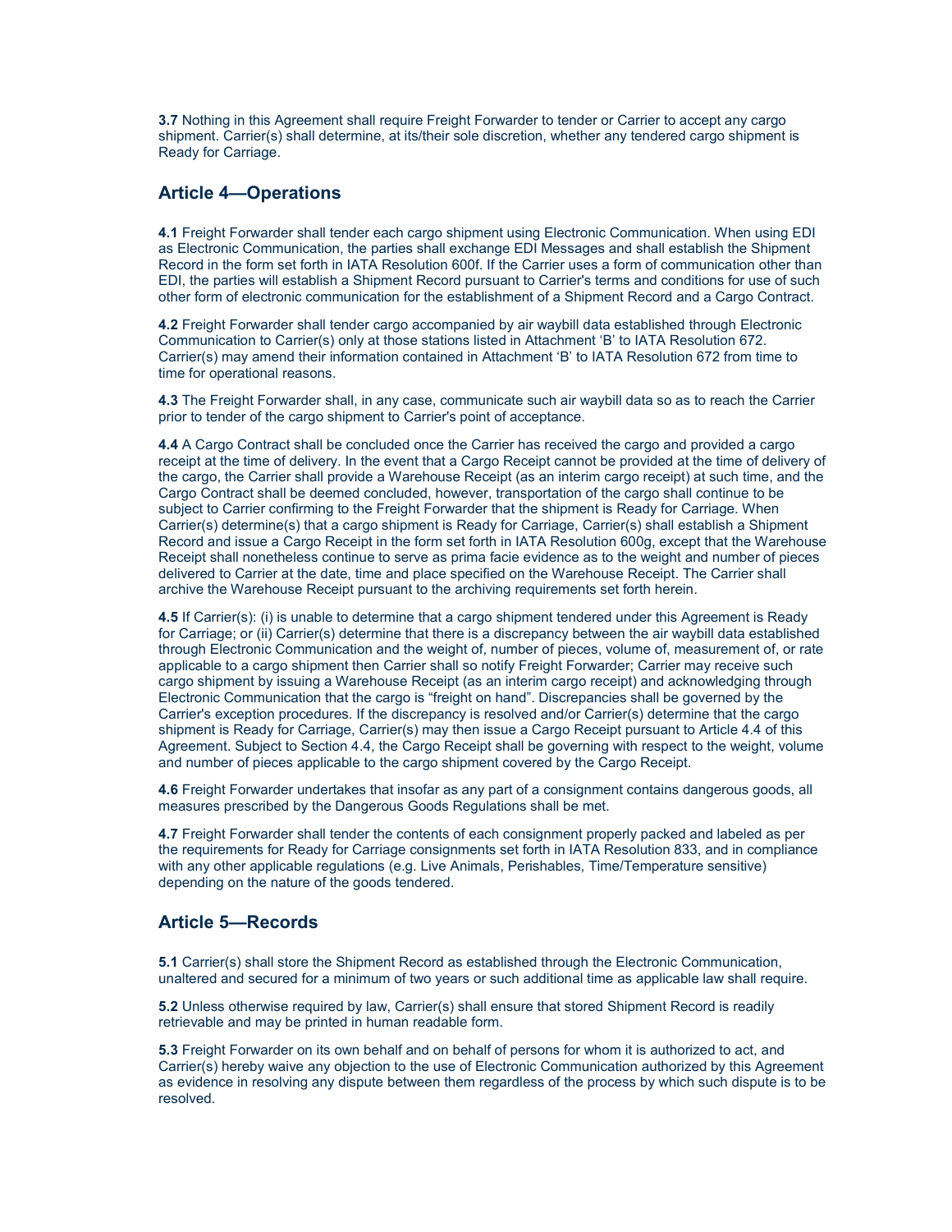**3.7** Nothing in this Agreement shall require Freight Forwarder to tender or Carrier to accept any cargo shipment. Carrier(s) shall determine, at its/their sole discretion, whether any tendered cargo shipment is Ready for Carriage.

## Article 4—Operations

**4.1** Freight Forwarder shall tender each cargo shipment using Electronic Communication. When using EDI as Electronic Communication, the parties shall exchange EDI Messages and shall establish the Shipment Record in the form set forth in IATA Resolution 600f. If the Carrier uses a form of communication other than EDI, the parties will establish a Shipment Record pursuant to Carrier's terms and conditions for use of such other form of electronic communication for the establishment of a Shipment Record and a Cargo Contract.

**4.2** Freight Forwarder shall tender cargo accompanied by air waybill data established through Electronic Communication to Carrier(s) only at those stations listed in Attachment 'B' to IATA Resolution 672. Carrier(s) may amend their information contained in Attachment 'B' to IATA Resolution 672 from time to time for operational reasons.

**4.3** The Freight Forwarder shall, in any case, communicate such air waybill data so as to reach the Carrier prior to tender of the cargo shipment to Carrier's point of acceptance.

**4.4** A Cargo Contract shall be concluded once the Carrier has received the cargo and provided a cargo receipt at the time of delivery. In the event that a Cargo Receipt cannot be provided at the time of delivery of the cargo, the Carrier shall provide a Warehouse Receipt (as an interim cargo receipt) at such time, and the Cargo Contract shall be deemed concluded, however, transportation of the cargo shall continue to be subject to Carrier confirming to the Freight Forwarder that the shipment is Ready for Carriage. When Carrier(s) determine(s) that a cargo shipment is Ready for Carriage, Carrier(s) shall establish a Shipment Record and issue a Cargo Receipt in the form set forth in IATA Resolution 600g, except that the Warehouse Receipt shall nonetheless continue to serve as prima facie evidence as to the weight and number of pieces delivered to Carrier at the date, time and place specified on the Warehouse Receipt. The Carrier shall archive the Warehouse Receipt pursuant to the archiving requirements set forth herein.

**4.5** If Carrier(s): (i) is unable to determine that a cargo shipment tendered under this Agreement is Ready for Carriage; or (ii) Carrier(s) determine that there is a discrepancy between the air waybill data established through Electronic Communication and the weight of, number of pieces, volume of, measurement of, or rate applicable to a cargo shipment then Carrier shall so notify Freight Forwarder; Carrier may receive such cargo shipment by issuing a Warehouse Receipt (as an interim cargo receipt) and acknowledging through Electronic Communication that the cargo is "freight on hand". Discrepancies shall be governed by the Carrier's exception procedures. If the discrepancy is resolved and/or Carrier(s) determine that the cargo shipment is Ready for Carriage, Carrier(s) may then issue a Cargo Receipt pursuant to Article 4.4 of this Agreement. Subject to Section 4.4, the Cargo Receipt shall be governing with respect to the weight, volume and number of pieces applicable to the cargo shipment covered by the Cargo Receipt.

**4.6** Freight Forwarder undertakes that insofar as any part of a consignment contains dangerous goods, all measures prescribed by the Dangerous Goods Regulations shall be met.

**4.7** Freight Forwarder shall tender the contents of each consignment properly packed and labeled as per the requirements for Ready for Carriage consignments set forth in IATA Resolution 833, and in compliance with any other applicable regulations (e.g. Live Animals, Perishables, Time/Temperature sensitive) depending on the nature of the goods tendered.

## Article 5—Records

**5.1** Carrier(s) shall store the Shipment Record as established through the Electronic Communication, unaltered and secured for a minimum of two years or such additional time as applicable law shall require.

**5.2** Unless otherwise required by law, Carrier(s) shall ensure that stored Shipment Record is readily retrievable and may be printed in human readable form.

**5.3** Freight Forwarder on its own behalf and on behalf of persons for whom it is authorized to act, and Carrier(s) hereby waive any objection to the use of Electronic Communication authorized by this Agreement as evidence in resolving any dispute between them regardless of the process by which such dispute is to be resolved.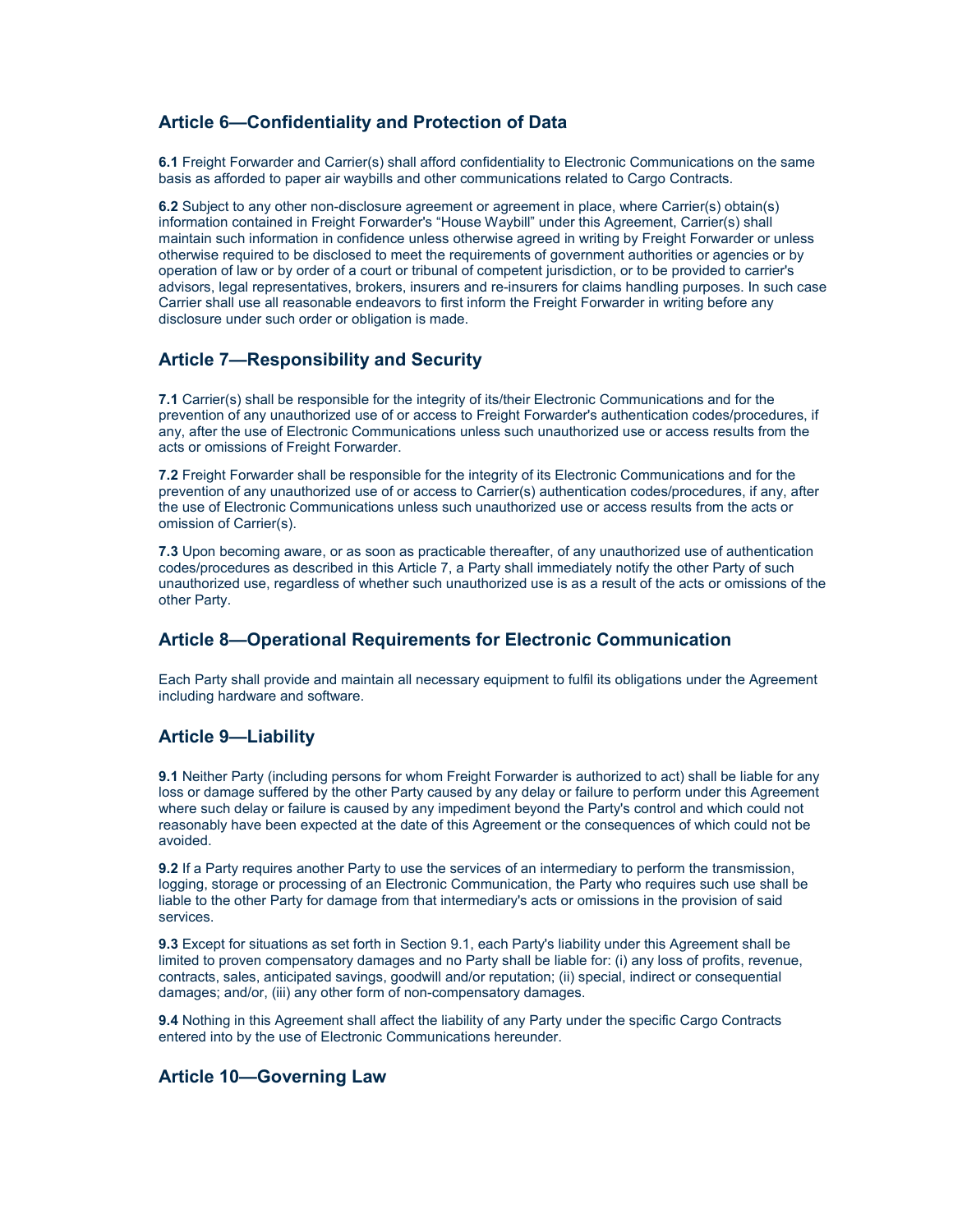## Article 6—Confidentiality and Protection of Data

**6.1** Freight Forwarder and Carrier(s) shall afford confidentiality to Electronic Communications on the same basis as afforded to paper air waybills and other communications related to Cargo Contracts.

**6.2** Subject to any other non-disclosure agreement or agreement in place, where Carrier(s) obtain(s) information contained in Freight Forwarder's "House Waybill" under this Agreement, Carrier(s) shall maintain such information in confidence unless otherwise agreed in writing by Freight Forwarder or unless otherwise required to be disclosed to meet the requirements of government authorities or agencies or by operation of law or by order of a court or tribunal of competent jurisdiction, or to be provided to carrier's advisors, legal representatives, brokers, insurers and re-insurers for claims handling purposes. In such case Carrier shall use all reasonable endeavors to first inform the Freight Forwarder in writing before any disclosure under such order or obligation is made.

## Article 7—Responsibility and Security

**7.1** Carrier(s) shall be responsible for the integrity of its/their Electronic Communications and for the prevention of any unauthorized use of or access to Freight Forwarder's authentication codes/procedures, if any, after the use of Electronic Communications unless such unauthorized use or access results from the acts or omissions of Freight Forwarder.

**7.2** Freight Forwarder shall be responsible for the integrity of its Electronic Communications and for the prevention of any unauthorized use of or access to Carrier(s) authentication codes/procedures, if any, after the use of Electronic Communications unless such unauthorized use or access results from the acts or omission of Carrier(s).

**7.3** Upon becoming aware, or as soon as practicable thereafter, of any unauthorized use of authentication codes/procedures as described in this Article 7, a Party shall immediately notify the other Party of such unauthorized use, regardless of whether such unauthorized use is as a result of the acts or omissions of the other Party.

## Article 8—Operational Requirements for Electronic Communication

Each Party shall provide and maintain all necessary equipment to fulfil its obligations under the Agreement including hardware and software.

## Article 9—Liability

**9.1** Neither Party (including persons for whom Freight Forwarder is authorized to act) shall be liable for any loss or damage suffered by the other Party caused by any delay or failure to perform under this Agreement where such delay or failure is caused by any impediment beyond the Party's control and which could not reasonably have been expected at the date of this Agreement or the consequences of which could not be avoided.

**9.2** If a Party requires another Party to use the services of an intermediary to perform the transmission, logging, storage or processing of an Electronic Communication, the Party who requires such use shall be liable to the other Party for damage from that intermediary's acts or omissions in the provision of said services.

**9.3** Except for situations as set forth in Section 9.1, each Party's liability under this Agreement shall be limited to proven compensatory damages and no Party shall be liable for: (i) any loss of profits, revenue, contracts, sales, anticipated savings, goodwill and/or reputation; (ii) special, indirect or consequential damages; and/or, (iii) any other form of non-compensatory damages.

**9.4** Nothing in this Agreement shall affect the liability of any Party under the specific Cargo Contracts entered into by the use of Electronic Communications hereunder.

## Article 10—Governing Law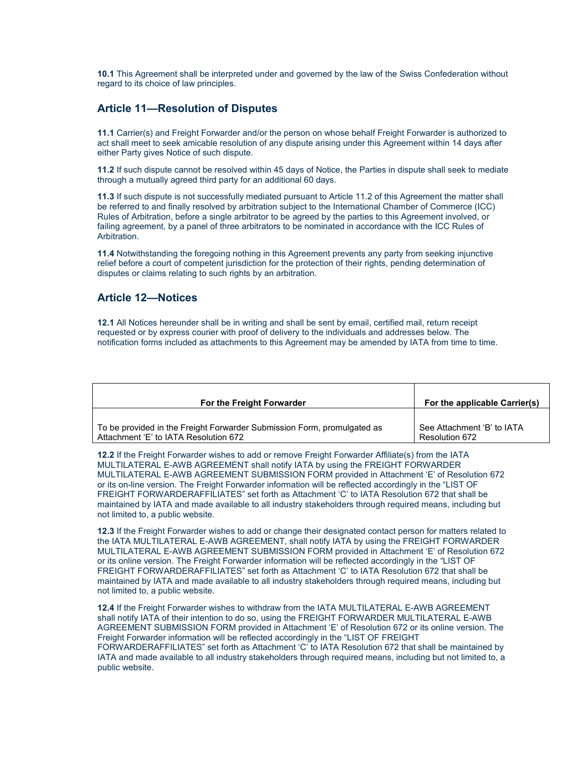**10.1** This Agreement shall be interpreted under and governed by the law of the Swiss Confederation without regard to its choice of law principles.

## Article 11—Resolution of Disputes

**11.1** Carrier(s) and Freight Forwarder and/or the person on whose behalf Freight Forwarder is authorized to act shall meet to seek amicable resolution of any dispute arising under this Agreement within 14 days after either Party gives Notice of such dispute.

**11.2** If such dispute cannot be resolved within 45 days of Notice, the Parties in dispute shall seek to mediate through a mutually agreed third party for an additional 60 days.

**11.3** If such dispute is not successfully mediated pursuant to Article 11.2 of this Agreement the matter shall be referred to and finally resolved by arbitration subject to the International Chamber of Commerce (ICC) Rules of Arbitration, before a single arbitrator to be agreed by the parties to this Agreement involved, or failing agreement, by a panel of three arbitrators to be nominated in accordance with the ICC Rules of Arbitration.

**11.4** Notwithstanding the foregoing nothing in this Agreement prevents any party from seeking injunctive relief before a court of competent jurisdiction for the protection of their rights, pending determination of disputes or claims relating to such rights by an arbitration.

## Article 12—Notices

**12.1** All Notices hereunder shall be in writing and shall be sent by email, certified mail, return receipt requested or by express courier with proof of delivery to the individuals and addresses below. The notification forms included as attachments to this Agreement may be amended by IATA from time to time.

| For the Freight Forwarder | For the applicable Carrier(s) |
|---|---|
| To be provided in the Freight Forwarder Submission Form, promulgated as Attachment 'E' to IATA Resolution 672 | See Attachment 'B' to IATA Resolution 672 |

**12.2** If the Freight Forwarder wishes to add or remove Freight Forwarder Affiliate(s) from the IATA MULTILATERAL E-AWB AGREEMENT shall notify IATA by using the FREIGHT FORWARDER MULTILATERAL E-AWB AGREEMENT SUBMISSION FORM provided in Attachment 'E' of Resolution 672 or its on-line version. The Freight Forwarder information will be reflected accordingly in the "LIST OF FREIGHT FORWARDERAFFILIATES" set forth as Attachment 'C' to IATA Resolution 672 that shall be maintained by IATA and made available to all industry stakeholders through required means, including but not limited to, a public website.

**12.3** If the Freight Forwarder wishes to add or change their designated contact person for matters related to the IATA MULTILATERAL E-AWB AGREEMENT, shall notify IATA by using the FREIGHT FORWARDER MULTILATERAL E-AWB AGREEMENT SUBMISSION FORM provided in Attachment 'E' of Resolution 672 or its online version. The Freight Forwarder information will be reflected accordingly in the "LIST OF FREIGHT FORWARDERAFFILIATES" set forth as Attachment 'C' to IATA Resolution 672 that shall be maintained by IATA and made available to all industry stakeholders through required means, including but not limited to, a public website.

**12.4** If the Freight Forwarder wishes to withdraw from the IATA MULTILATERAL E-AWB AGREEMENT shall notify IATA of their intention to do so, using the FREIGHT FORWARDER MULTILATERAL E-AWB AGREEMENT SUBMISSION FORM provided in Attachment 'E' of Resolution 672 or its online version. The Freight Forwarder information will be reflected accordingly in the "LIST OF FREIGHT FORWARDERAFFILIATES" set forth as Attachment 'C' to IATA Resolution 672 that shall be maintained by IATA and made available to all industry stakeholders through required means, including but not limited to, a public website.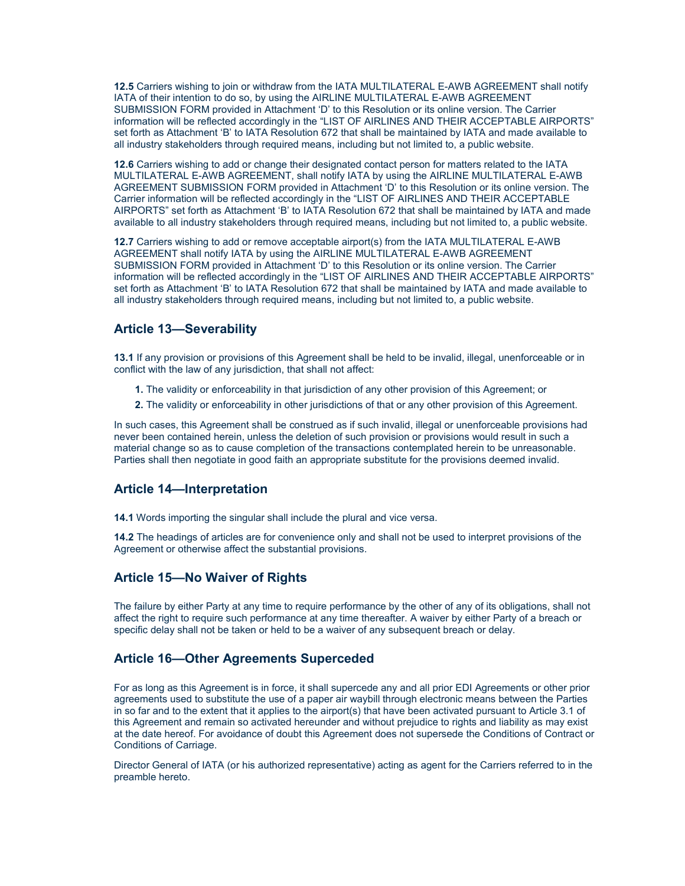**12.5** Carriers wishing to join or withdraw from the IATA MULTILATERAL E-AWB AGREEMENT shall notify IATA of their intention to do so, by using the AIRLINE MULTILATERAL E-AWB AGREEMENT SUBMISSION FORM provided in Attachment 'D' to this Resolution or its online version. The Carrier information will be reflected accordingly in the "LIST OF AIRLINES AND THEIR ACCEPTABLE AIRPORTS" set forth as Attachment 'B' to IATA Resolution 672 that shall be maintained by IATA and made available to all industry stakeholders through required means, including but not limited to, a public website.

**12.6** Carriers wishing to add or change their designated contact person for matters related to the IATA MULTILATERAL E-AWB AGREEMENT, shall notify IATA by using the AIRLINE MULTILATERAL E-AWB AGREEMENT SUBMISSION FORM provided in Attachment 'D' to this Resolution or its online version. The Carrier information will be reflected accordingly in the "LIST OF AIRLINES AND THEIR ACCEPTABLE AIRPORTS" set forth as Attachment 'B' to IATA Resolution 672 that shall be maintained by IATA and made available to all industry stakeholders through required means, including but not limited to, a public website.

**12.7** Carriers wishing to add or remove acceptable airport(s) from the IATA MULTILATERAL E-AWB AGREEMENT shall notify IATA by using the AIRLINE MULTILATERAL E-AWB AGREEMENT SUBMISSION FORM provided in Attachment 'D' to this Resolution or its online version. The Carrier information will be reflected accordingly in the "LIST OF AIRLINES AND THEIR ACCEPTABLE AIRPORTS" set forth as Attachment 'B' to IATA Resolution 672 that shall be maintained by IATA and made available to all industry stakeholders through required means, including but not limited to, a public website.

## Article 13—Severability

**13.1** If any provision or provisions of this Agreement shall be held to be invalid, illegal, unenforceable or in conflict with the law of any jurisdiction, that shall not affect:

1. The validity or enforceability in that jurisdiction of any other provision of this Agreement; or
2. The validity or enforceability in other jurisdictions of that or any other provision of this Agreement.

In such cases, this Agreement shall be construed as if such invalid, illegal or unenforceable provisions had never been contained herein, unless the deletion of such provision or provisions would result in such a material change so as to cause completion of the transactions contemplated herein to be unreasonable. Parties shall then negotiate in good faith an appropriate substitute for the provisions deemed invalid.

## Article 14—Interpretation

**14.1** Words importing the singular shall include the plural and vice versa.

**14.2** The headings of articles are for convenience only and shall not be used to interpret provisions of the Agreement or otherwise affect the substantial provisions.

## Article 15—No Waiver of Rights

The failure by either Party at any time to require performance by the other of any of its obligations, shall not affect the right to require such performance at any time thereafter. A waiver by either Party of a breach or specific delay shall not be taken or held to be a waiver of any subsequent breach or delay.

## Article 16—Other Agreements Superceded

For as long as this Agreement is in force, it shall supercede any and all prior EDI Agreements or other prior agreements used to substitute the use of a paper air waybill through electronic means between the Parties in so far and to the extent that it applies to the airport(s) that have been activated pursuant to Article 3.1 of this Agreement and remain so activated hereunder and without prejudice to rights and liability as may exist at the date hereof. For avoidance of doubt this Agreement does not supersede the Conditions of Contract or Conditions of Carriage.

Director General of IATA (or his authorized representative) acting as agent for the Carriers referred to in the preamble hereto.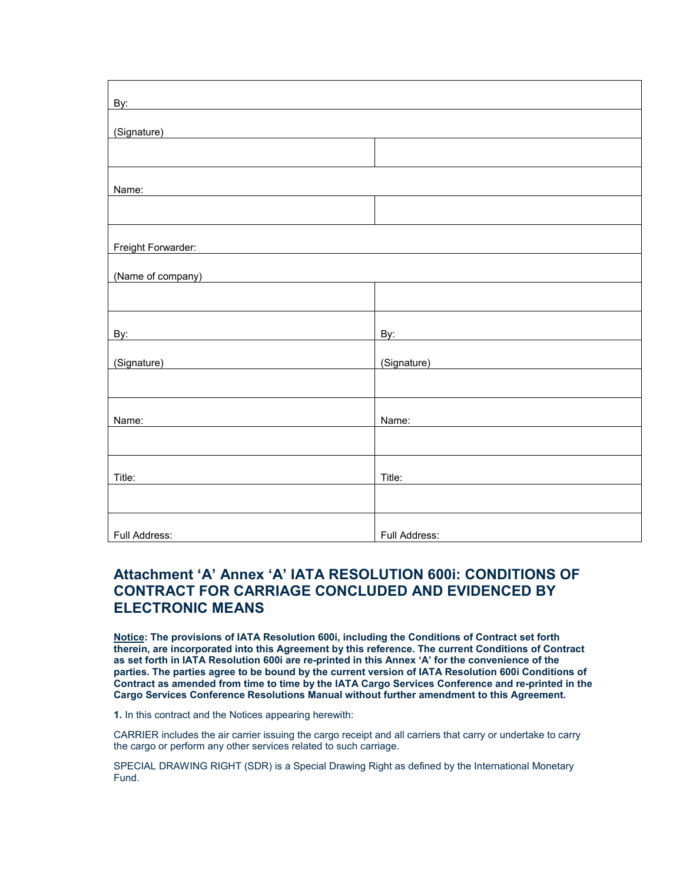| | |
|---|---|
| By: | |
| (Signature) | |
| | |
| Name: | |
| | |
| Freight Forwarder: | |
| (Name of company) | |
| | |
| By: | By: |
| (Signature) | (Signature) |
| | |
| Name: | Name: |
| | |
| Title: | Title: |
| | |
| Full Address: | Full Address: |

## Attachment ‘A’ Annex ‘A’ IATA RESOLUTION 600i: CONDITIONS OF CONTRACT FOR CARRIAGE CONCLUDED AND EVIDENCED BY ELECTRONIC MEANS

**Notice: The provisions of IATA Resolution 600i, including the Conditions of Contract set forth therein, are incorporated into this Agreement by this reference. The current Conditions of Contract as set forth in IATA Resolution 600i are re-printed in this Annex ‘A’ for the convenience of the parties. The parties agree to be bound by the current version of IATA Resolution 600i Conditions of Contract as amended from time to time by the IATA Cargo Services Conference and re-printed in the Cargo Services Conference Resolutions Manual without further amendment to this Agreement.**

**1.** In this contract and the Notices appearing herewith:

CARRIER includes the air carrier issuing the cargo receipt and all carriers that carry or undertake to carry the cargo or perform any other services related to such carriage.

SPECIAL DRAWING RIGHT (SDR) is a Special Drawing Right as defined by the International Monetary Fund.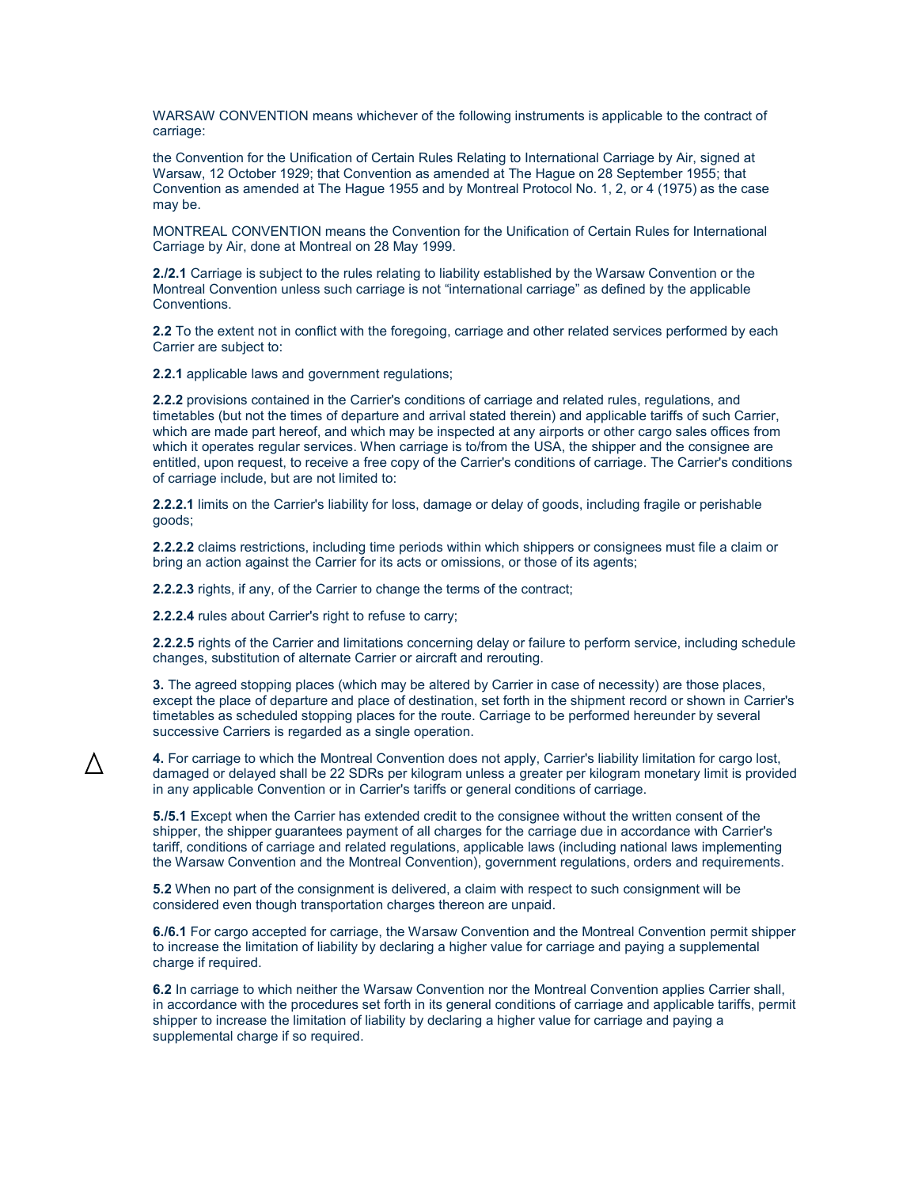WARSAW CONVENTION means whichever of the following instruments is applicable to the contract of carriage:

the Convention for the Unification of Certain Rules Relating to International Carriage by Air, signed at Warsaw, 12 October 1929; that Convention as amended at The Hague on 28 September 1955; that Convention as amended at The Hague 1955 and by Montreal Protocol No. 1, 2, or 4 (1975) as the case may be.

MONTREAL CONVENTION means the Convention for the Unification of Certain Rules for International Carriage by Air, done at Montreal on 28 May 1999.

**2./2.1** Carriage is subject to the rules relating to liability established by the Warsaw Convention or the Montreal Convention unless such carriage is not “international carriage” as defined by the applicable Conventions.

**2.2** To the extent not in conflict with the foregoing, carriage and other related services performed by each Carrier are subject to:

**2.2.1** applicable laws and government regulations;

**2.2.2** provisions contained in the Carrier's conditions of carriage and related rules, regulations, and timetables (but not the times of departure and arrival stated therein) and applicable tariffs of such Carrier, which are made part hereof, and which may be inspected at any airports or other cargo sales offices from which it operates regular services. When carriage is to/from the USA, the shipper and the consignee are entitled, upon request, to receive a free copy of the Carrier's conditions of carriage. The Carrier's conditions of carriage include, but are not limited to:

**2.2.2.1** limits on the Carrier's liability for loss, damage or delay of goods, including fragile or perishable goods;

**2.2.2.2** claims restrictions, including time periods within which shippers or consignees must file a claim or bring an action against the Carrier for its acts or omissions, or those of its agents;

**2.2.2.3** rights, if any, of the Carrier to change the terms of the contract;

**2.2.2.4** rules about Carrier's right to refuse to carry;

**2.2.2.5** rights of the Carrier and limitations concerning delay or failure to perform service, including schedule changes, substitution of alternate Carrier or aircraft and rerouting.

**3.** The agreed stopping places (which may be altered by Carrier in case of necessity) are those places, except the place of departure and place of destination, set forth in the shipment record or shown in Carrier's timetables as scheduled stopping places for the route. Carriage to be performed hereunder by several successive Carriers is regarded as a single operation.

△ **4.** For carriage to which the Montreal Convention does not apply, Carrier's liability limitation for cargo lost, damaged or delayed shall be 22 SDRs per kilogram unless a greater per kilogram monetary limit is provided in any applicable Convention or in Carrier's tariffs or general conditions of carriage.

**5./5.1** Except when the Carrier has extended credit to the consignee without the written consent of the shipper, the shipper guarantees payment of all charges for the carriage due in accordance with Carrier's tariff, conditions of carriage and related regulations, applicable laws (including national laws implementing the Warsaw Convention and the Montreal Convention), government regulations, orders and requirements.

**5.2** When no part of the consignment is delivered, a claim with respect to such consignment will be considered even though transportation charges thereon are unpaid.

**6./6.1** For cargo accepted for carriage, the Warsaw Convention and the Montreal Convention permit shipper to increase the limitation of liability by declaring a higher value for carriage and paying a supplemental charge if required.

**6.2** In carriage to which neither the Warsaw Convention nor the Montreal Convention applies Carrier shall, in accordance with the procedures set forth in its general conditions of carriage and applicable tariffs, permit shipper to increase the limitation of liability by declaring a higher value for carriage and paying a supplemental charge if so required.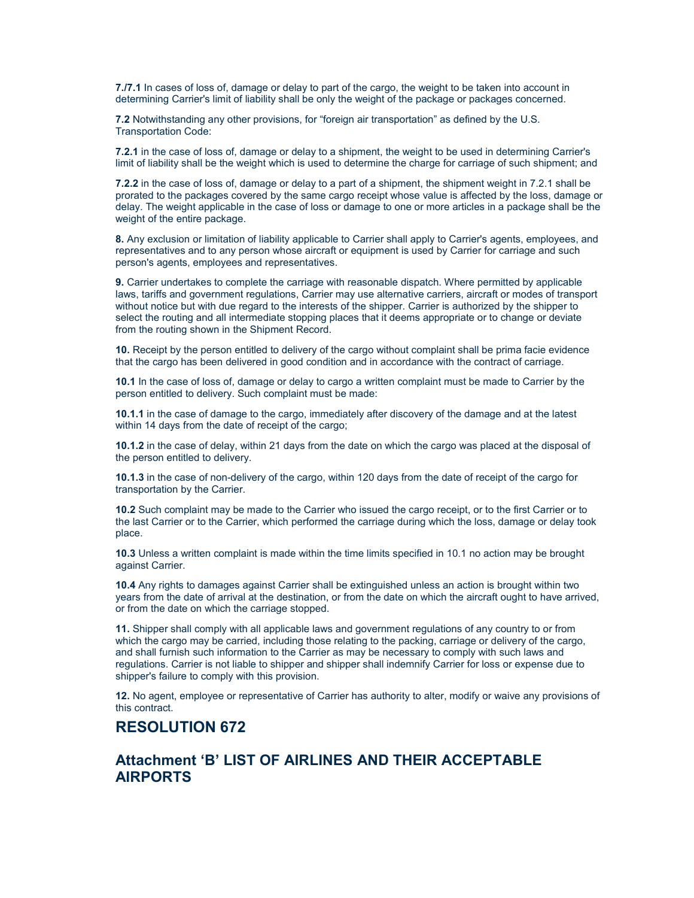**7./7.1** In cases of loss of, damage or delay to part of the cargo, the weight to be taken into account in determining Carrier's limit of liability shall be only the weight of the package or packages concerned.

**7.2** Notwithstanding any other provisions, for “foreign air transportation” as defined by the U.S. Transportation Code:

**7.2.1** in the case of loss of, damage or delay to a shipment, the weight to be used in determining Carrier's limit of liability shall be the weight which is used to determine the charge for carriage of such shipment; and

**7.2.2** in the case of loss of, damage or delay to a part of a shipment, the shipment weight in 7.2.1 shall be prorated to the packages covered by the same cargo receipt whose value is affected by the loss, damage or delay. The weight applicable in the case of loss or damage to one or more articles in a package shall be the weight of the entire package.

**8.** Any exclusion or limitation of liability applicable to Carrier shall apply to Carrier's agents, employees, and representatives and to any person whose aircraft or equipment is used by Carrier for carriage and such person's agents, employees and representatives.

**9.** Carrier undertakes to complete the carriage with reasonable dispatch. Where permitted by applicable laws, tariffs and government regulations, Carrier may use alternative carriers, aircraft or modes of transport without notice but with due regard to the interests of the shipper. Carrier is authorized by the shipper to select the routing and all intermediate stopping places that it deems appropriate or to change or deviate from the routing shown in the Shipment Record.

**10.** Receipt by the person entitled to delivery of the cargo without complaint shall be prima facie evidence that the cargo has been delivered in good condition and in accordance with the contract of carriage.

**10.1** In the case of loss of, damage or delay to cargo a written complaint must be made to Carrier by the person entitled to delivery. Such complaint must be made:

**10.1.1** in the case of damage to the cargo, immediately after discovery of the damage and at the latest within 14 days from the date of receipt of the cargo;

**10.1.2** in the case of delay, within 21 days from the date on which the cargo was placed at the disposal of the person entitled to delivery.

**10.1.3** in the case of non-delivery of the cargo, within 120 days from the date of receipt of the cargo for transportation by the Carrier.

**10.2** Such complaint may be made to the Carrier who issued the cargo receipt, or to the first Carrier or to the last Carrier or to the Carrier, which performed the carriage during which the loss, damage or delay took place.

**10.3** Unless a written complaint is made within the time limits specified in 10.1 no action may be brought against Carrier.

**10.4** Any rights to damages against Carrier shall be extinguished unless an action is brought within two years from the date of arrival at the destination, or from the date on which the aircraft ought to have arrived, or from the date on which the carriage stopped.

**11.** Shipper shall comply with all applicable laws and government regulations of any country to or from which the cargo may be carried, including those relating to the packing, carriage or delivery of the cargo, and shall furnish such information to the Carrier as may be necessary to comply with such laws and regulations. Carrier is not liable to shipper and shipper shall indemnify Carrier for loss or expense due to shipper's failure to comply with this provision.

**12.** No agent, employee or representative of Carrier has authority to alter, modify or waive any provisions of this contract.

## RESOLUTION 672

## Attachment ‘B’ LIST OF AIRLINES AND THEIR ACCEPTABLE AIRPORTS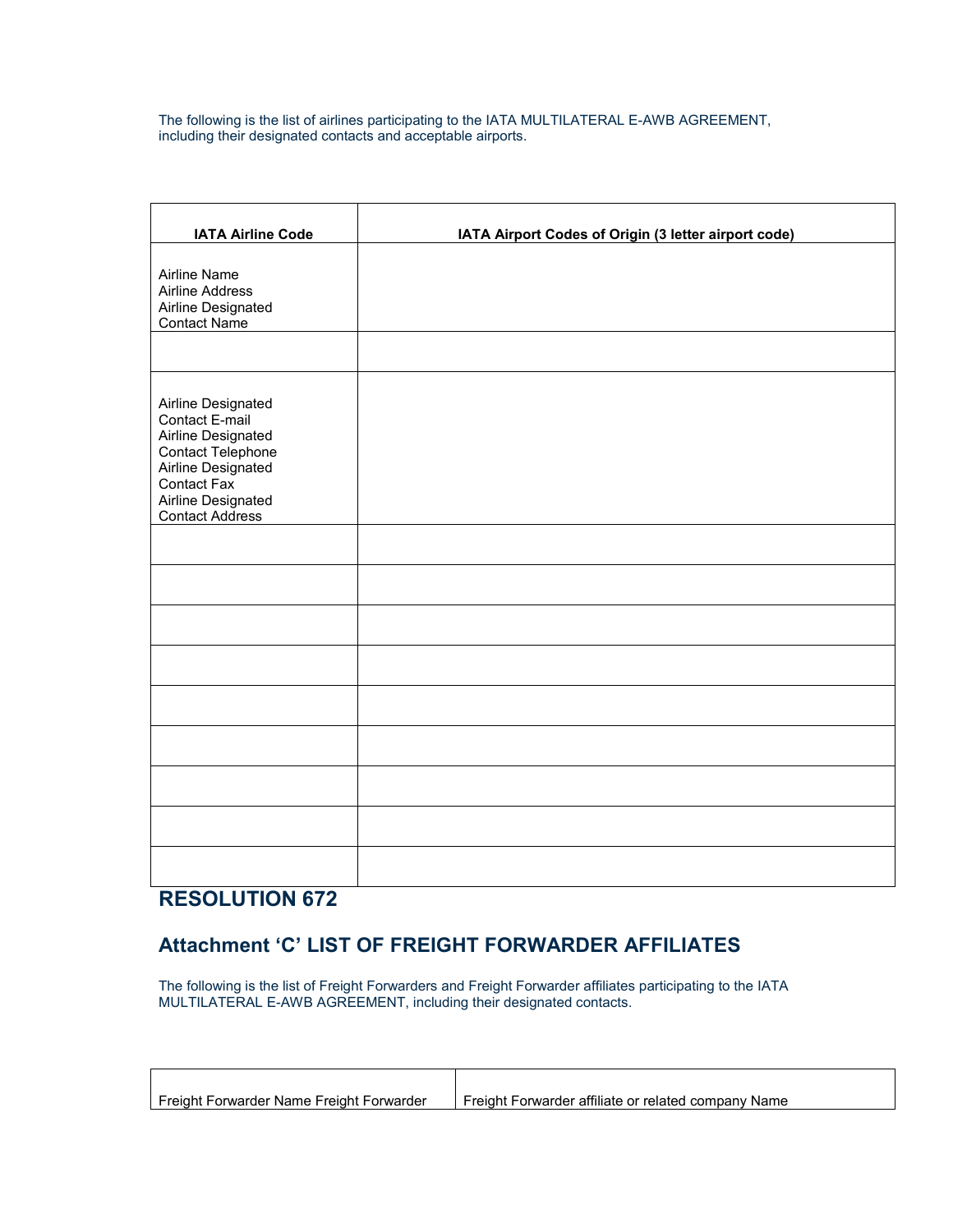The following is the list of airlines participating to the IATA MULTILATERAL E-AWB AGREEMENT, including their designated contacts and acceptable airports.

| IATA Airline Code | IATA Airport Codes of Origin (3 letter airport code) |
|---|---|
| Airline Name<br>Airline Address<br>Airline Designated Contact Name | |
| | |
| Airline Designated Contact E-mail<br>Airline Designated Contact Telephone<br>Airline Designated Contact Fax<br>Airline Designated Contact Address | |
| | |
| | |
| | |
| | |
| | |
| | |
| | |
| | |
| | |

## RESOLUTION 672

## Attachment 'C' LIST OF FREIGHT FORWARDER AFFILIATES

The following is the list of Freight Forwarders and Freight Forwarder affiliates participating to the IATA MULTILATERAL E-AWB AGREEMENT, including their designated contacts.

| Freight Forwarder Name Freight Forwarder | Freight Forwarder affiliate or related company Name |
|---|---|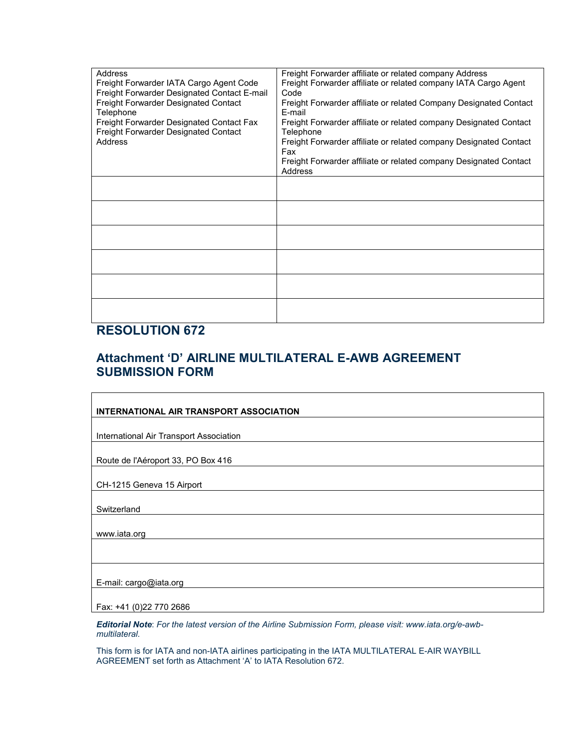| Address<br>Freight Forwarder IATA Cargo Agent Code<br>Freight Forwarder Designated Contact E-mail<br>Freight Forwarder Designated Contact Telephone<br>Freight Forwarder Designated Contact Fax<br>Freight Forwarder Designated Contact Address | Freight Forwarder affiliate or related company Address<br>Freight Forwarder affiliate or related company IATA Cargo Agent Code<br>Freight Forwarder affiliate or related Company Designated Contact E-mail<br>Freight Forwarder affiliate or related company Designated Contact Telephone<br>Freight Forwarder affiliate or related company Designated Contact Fax<br>Freight Forwarder affiliate or related company Designated Contact Address |
|---|---|
| | |
| | |
| | |
| | |
| | |
| | |

## RESOLUTION 672

## Attachment 'D' AIRLINE MULTILATERAL E-AWB AGREEMENT SUBMISSION FORM

| **INTERNATIONAL AIR TRANSPORT ASSOCIATION** |
|---|
| International Air Transport Association |
| Route de l'Aéroport 33, PO Box 416 |
| CH-1215 Geneva 15 Airport |
| Switzerland |
| www.iata.org |
| |
| E-mail: cargo@iata.org |
| Fax: +41 (0)22 770 2686 |

***Editorial Note***: *For the latest version of the Airline Submission Form, please visit: www.iata.org/e-awb-multilateral.*

This form is for IATA and non-IATA airlines participating in the IATA MULTILATERAL E-AIR WAYBILL AGREEMENT set forth as Attachment 'A' to IATA Resolution 672.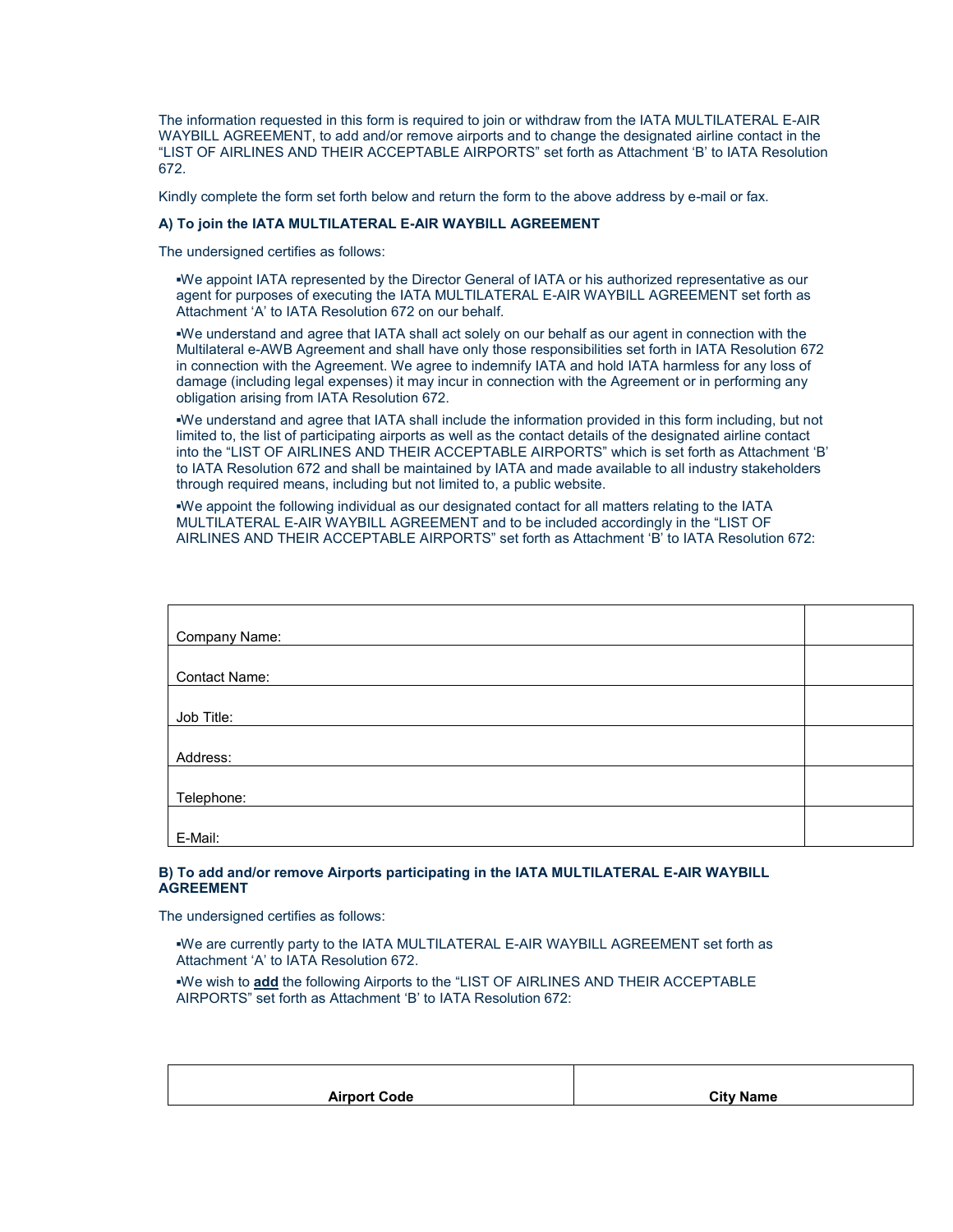The information requested in this form is required to join or withdraw from the IATA MULTILATERAL E-AIR WAYBILL AGREEMENT, to add and/or remove airports and to change the designated airline contact in the "LIST OF AIRLINES AND THEIR ACCEPTABLE AIRPORTS" set forth as Attachment 'B' to IATA Resolution 672.

Kindly complete the form set forth below and return the form to the above address by e-mail or fax.

**A) To join the IATA MULTILATERAL E-AIR WAYBILL AGREEMENT**

The undersigned certifies as follows:

- We appoint IATA represented by the Director General of IATA or his authorized representative as our agent for purposes of executing the IATA MULTILATERAL E-AIR WAYBILL AGREEMENT set forth as Attachment 'A' to IATA Resolution 672 on our behalf.
- We understand and agree that IATA shall act solely on our behalf as our agent in connection with the Multilateral e-AWB Agreement and shall have only those responsibilities set forth in IATA Resolution 672 in connection with the Agreement. We agree to indemnify IATA and hold IATA harmless for any loss of damage (including legal expenses) it may incur in connection with the Agreement or in performing any obligation arising from IATA Resolution 672.
- We understand and agree that IATA shall include the information provided in this form including, but not limited to, the list of participating airports as well as the contact details of the designated airline contact into the "LIST OF AIRLINES AND THEIR ACCEPTABLE AIRPORTS" which is set forth as Attachment 'B' to IATA Resolution 672 and shall be maintained by IATA and made available to all industry stakeholders through required means, including but not limited to, a public website.
- We appoint the following individual as our designated contact for all matters relating to the IATA MULTILATERAL E-AIR WAYBILL AGREEMENT and to be included accordingly in the "LIST OF AIRLINES AND THEIR ACCEPTABLE AIRPORTS" set forth as Attachment 'B' to IATA Resolution 672:

| | |
|---|---|
| Company Name: | |
| Contact Name: | |
| Job Title: | |
| Address: | |
| Telephone: | |
| E-Mail: | |

**B) To add and/or remove Airports participating in the IATA MULTILATERAL E-AIR WAYBILL AGREEMENT**

The undersigned certifies as follows:

- We are currently party to the IATA MULTILATERAL E-AIR WAYBILL AGREEMENT set forth as Attachment 'A' to IATA Resolution 672.
- We wish to **add** the following Airports to the "LIST OF AIRLINES AND THEIR ACCEPTABLE AIRPORTS" set forth as Attachment 'B' to IATA Resolution 672:

| Airport Code | City Name |
|---|---|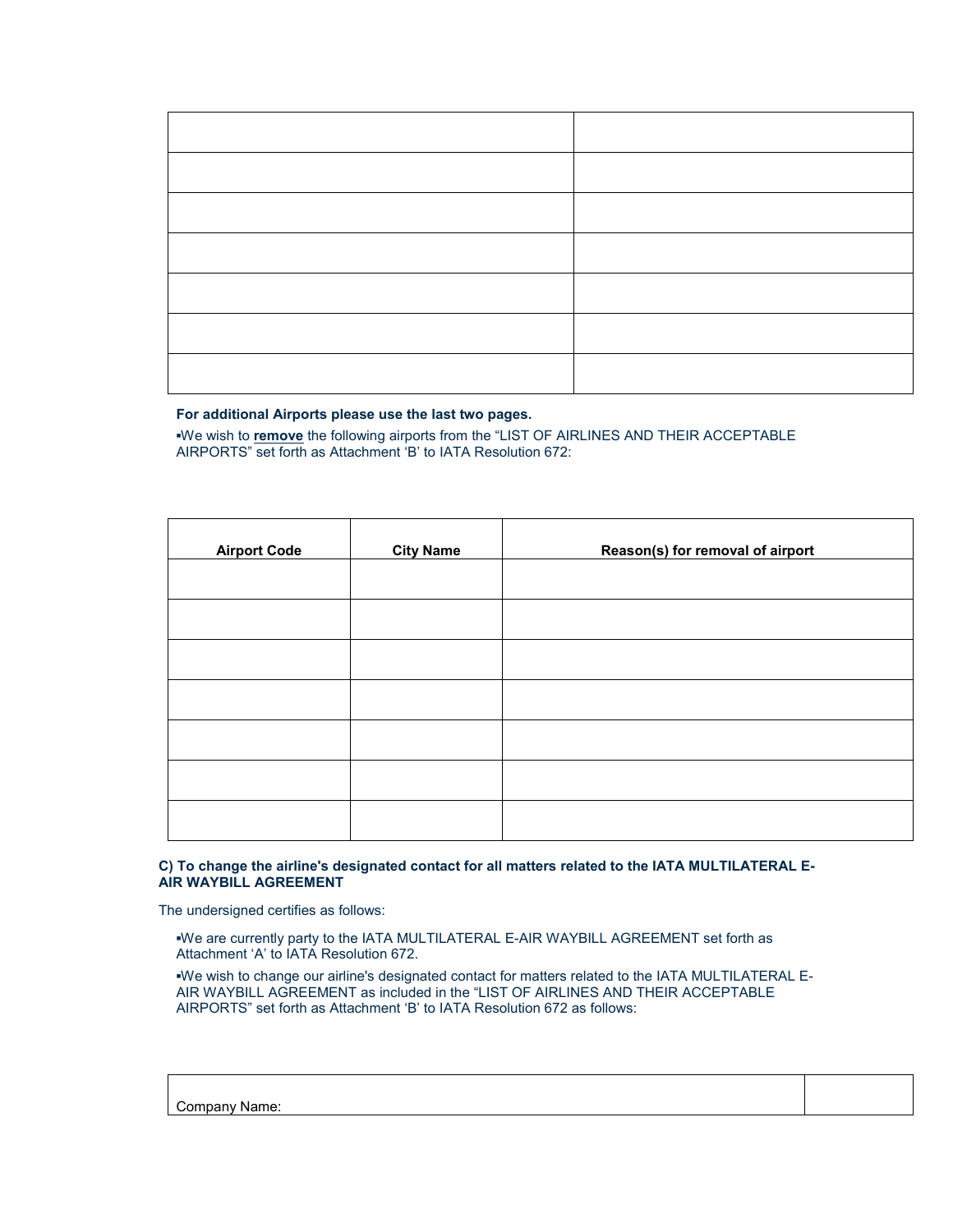| | |
|---|---|
| | |
| | |
| | |
| | |
| | |
| | |
| | |

**For additional Airports please use the last two pages.**

▪We wish to **remove** the following airports from the "LIST OF AIRLINES AND THEIR ACCEPTABLE AIRPORTS" set forth as Attachment 'B' to IATA Resolution 672:

| Airport Code | City Name | Reason(s) for removal of airport |
|---|---|---|
| | | |
| | | |
| | | |
| | | |
| | | |
| | | |
| | | |

**C) To change the airline's designated contact for all matters related to the IATA MULTILATERAL E-AIR WAYBILL AGREEMENT**

The undersigned certifies as follows:

▪We are currently party to the IATA MULTILATERAL E-AIR WAYBILL AGREEMENT set forth as Attachment 'A' to IATA Resolution 672.

▪We wish to change our airline's designated contact for matters related to the IATA MULTILATERAL E-AIR WAYBILL AGREEMENT as included in the "LIST OF AIRLINES AND THEIR ACCEPTABLE AIRPORTS" set forth as Attachment 'B' to IATA Resolution 672 as follows:

| Company Name: | |
|---|---|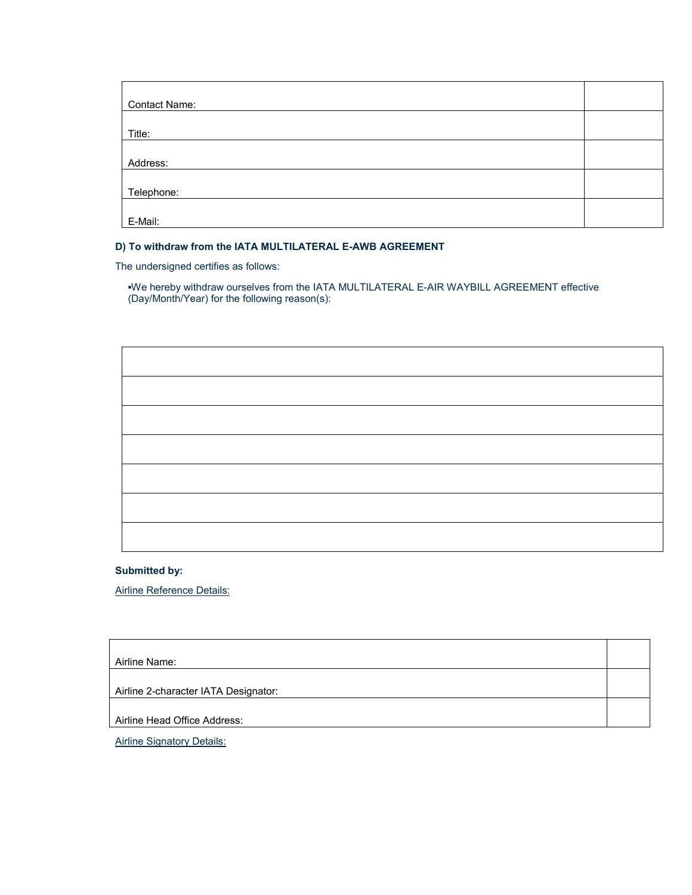| Contact Name: | |
|---|---|
| Title: | |
| Address: | |
| Telephone: | |
| E-Mail: | |

**D) To withdraw from the IATA MULTILATERAL E-AWB AGREEMENT**

The undersigned certifies as follows:

- We hereby withdraw ourselves from the IATA MULTILATERAL E-AIR WAYBILL AGREEMENT effective (Day/Month/Year) for the following reason(s):

| |
|---|
| |
| |
| |
| |
| |
| |

**Submitted by:**

Airline Reference Details:

| Airline Name: | |
|---|---|
| Airline 2-character IATA Designator: | |
| Airline Head Office Address: | |

Airline Signatory Details: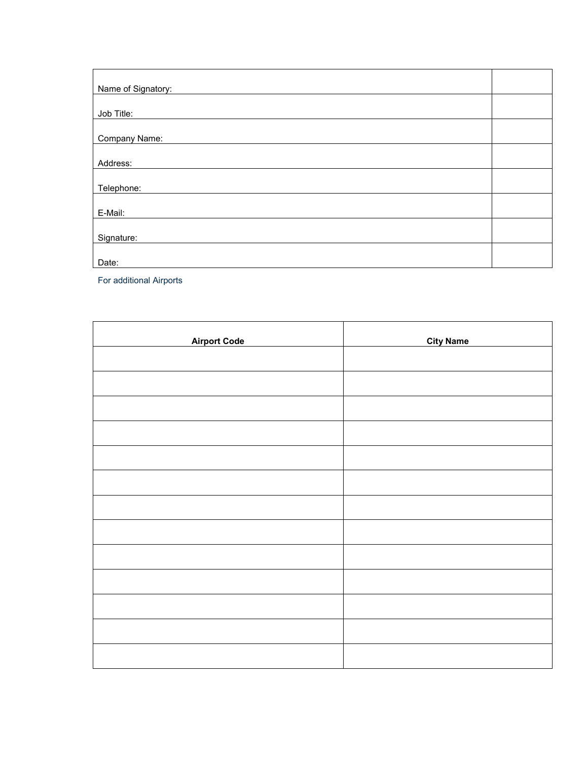| Name of Signatory: | |
|---|---|
| Job Title: | |
| Company Name: | |
| Address: | |
| Telephone: | |
| E-Mail: | |
| Signature: | |
| Date: | |

For additional Airports

| Airport Code | City Name |
|---|---|
| | |
| | |
| | |
| | |
| | |
| | |
| | |
| | |
| | |
| | |
| | |
| | |
| | |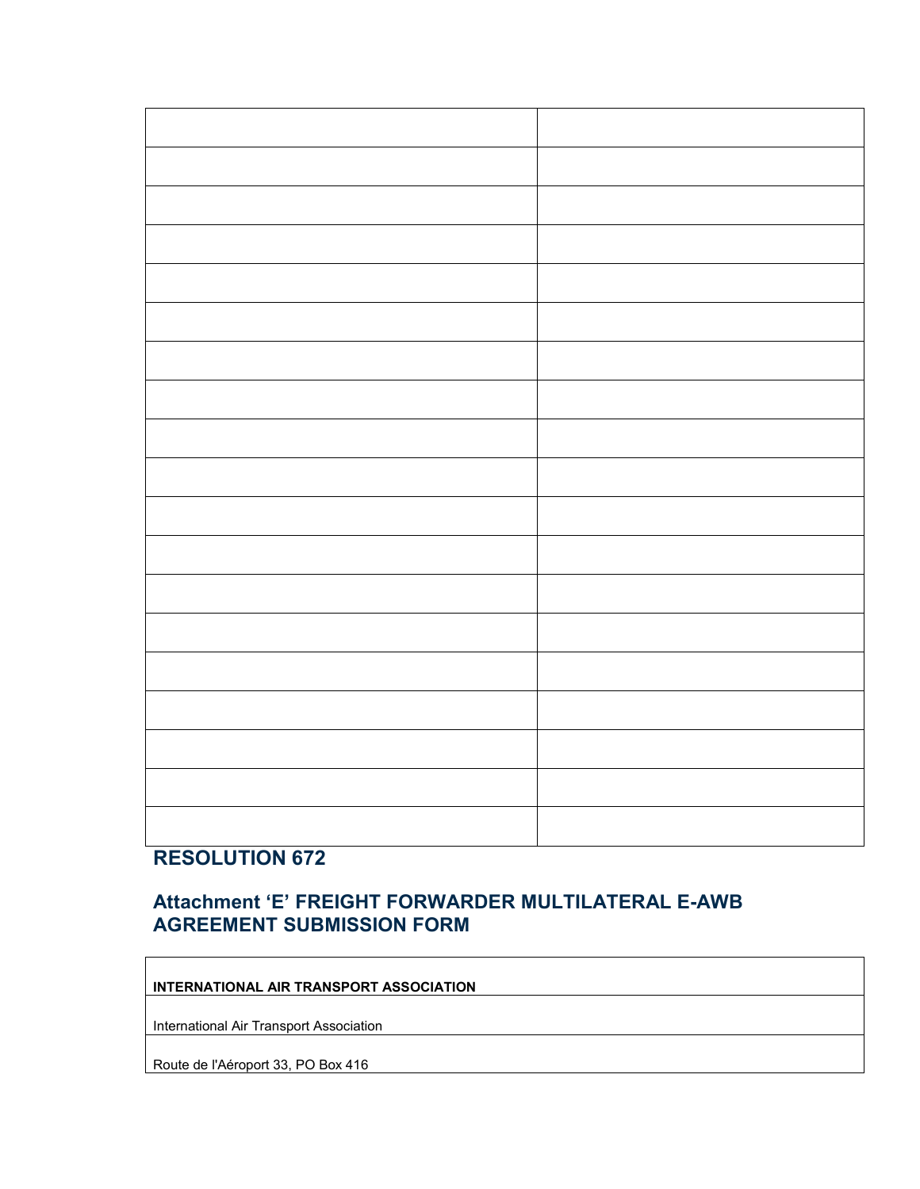| | |
|---|---|
| | |
| | |
| | |
| | |
| | |
| | |
| | |
| | |
| | |
| | |
| | |
| | |
| | |
| | |
| | |
| | |
| | |
| | |

## RESOLUTION 672

## Attachment 'E' FREIGHT FORWARDER MULTILATERAL E-AWB AGREEMENT SUBMISSION FORM

| **INTERNATIONAL AIR TRANSPORT ASSOCIATION** |
|---|
| International Air Transport Association |
| Route de l'Aéroport 33, PO Box 416 |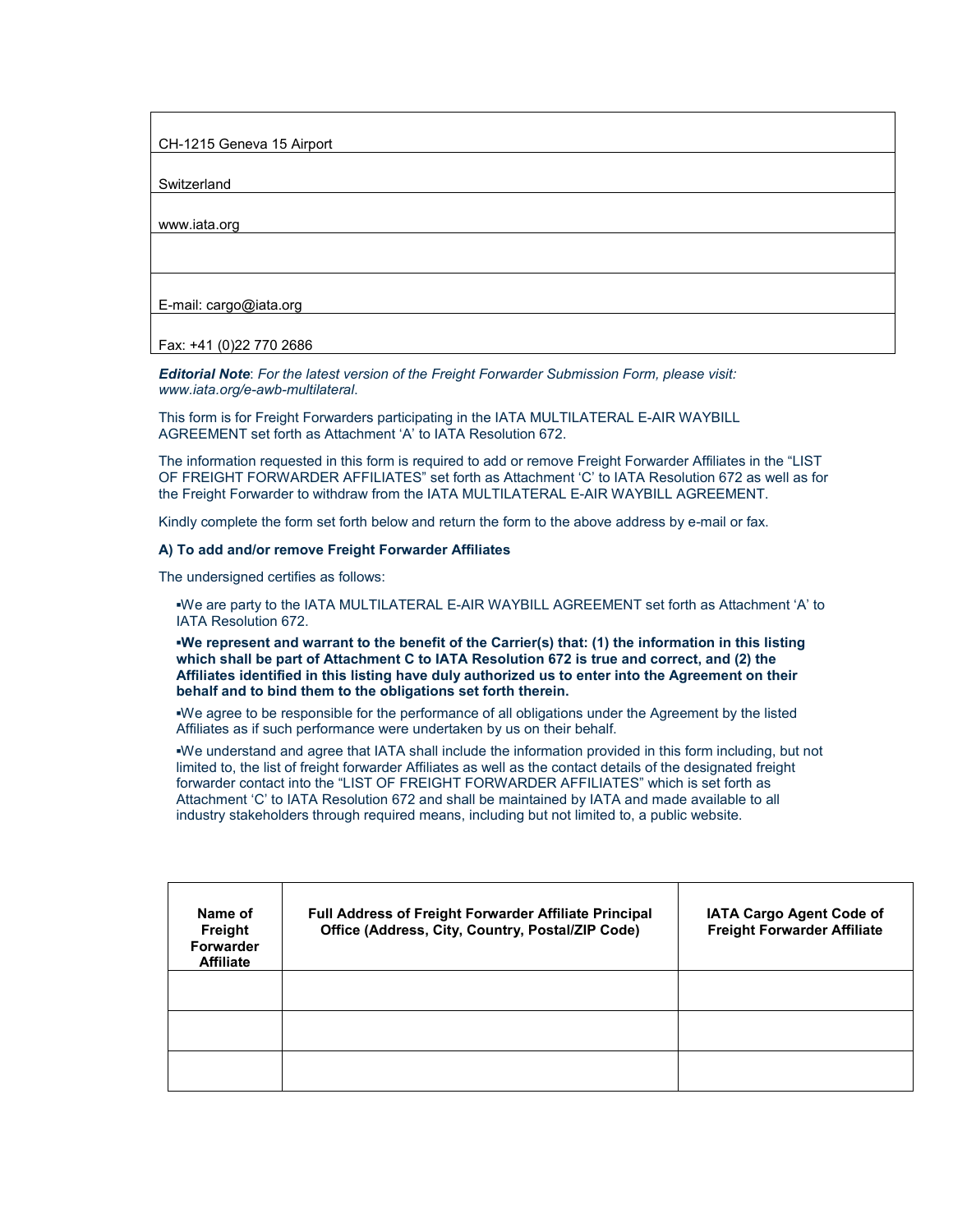| CH-1215 Geneva 15 Airport |
| --- |
| Switzerland |
| www.iata.org |
| |
| E-mail: cargo@iata.org |
| Fax: +41 (0)22 770 2686 |

***Editorial Note***: *For the latest version of the Freight Forwarder Submission Form, please visit: www.iata.org/e-awb-multilateral.*

This form is for Freight Forwarders participating in the IATA MULTILATERAL E-AIR WAYBILL AGREEMENT set forth as Attachment 'A' to IATA Resolution 672.

The information requested in this form is required to add or remove Freight Forwarder Affiliates in the "LIST OF FREIGHT FORWARDER AFFILIATES" set forth as Attachment 'C' to IATA Resolution 672 as well as for the Freight Forwarder to withdraw from the IATA MULTILATERAL E-AIR WAYBILL AGREEMENT.

Kindly complete the form set forth below and return the form to the above address by e-mail or fax.

**A) To add and/or remove Freight Forwarder Affiliates**

The undersigned certifies as follows:

- We are party to the IATA MULTILATERAL E-AIR WAYBILL AGREEMENT set forth as Attachment 'A' to IATA Resolution 672.
- **We represent and warrant to the benefit of the Carrier(s) that: (1) the information in this listing which shall be part of Attachment C to IATA Resolution 672 is true and correct, and (2) the Affiliates identified in this listing have duly authorized us to enter into the Agreement on their behalf and to bind them to the obligations set forth therein.**
- We agree to be responsible for the performance of all obligations under the Agreement by the listed Affiliates as if such performance were undertaken by us on their behalf.
- We understand and agree that IATA shall include the information provided in this form including, but not limited to, the list of freight forwarder Affiliates as well as the contact details of the designated freight forwarder contact into the "LIST OF FREIGHT FORWARDER AFFILIATES" which is set forth as Attachment 'C' to IATA Resolution 672 and shall be maintained by IATA and made available to all industry stakeholders through required means, including but not limited to, a public website.

| Name of Freight Forwarder Affiliate | Full Address of Freight Forwarder Affiliate Principal Office (Address, City, Country, Postal/ZIP Code) | IATA Cargo Agent Code of Freight Forwarder Affiliate |
| --- | --- | --- |
| | | |
| | | |
| | | |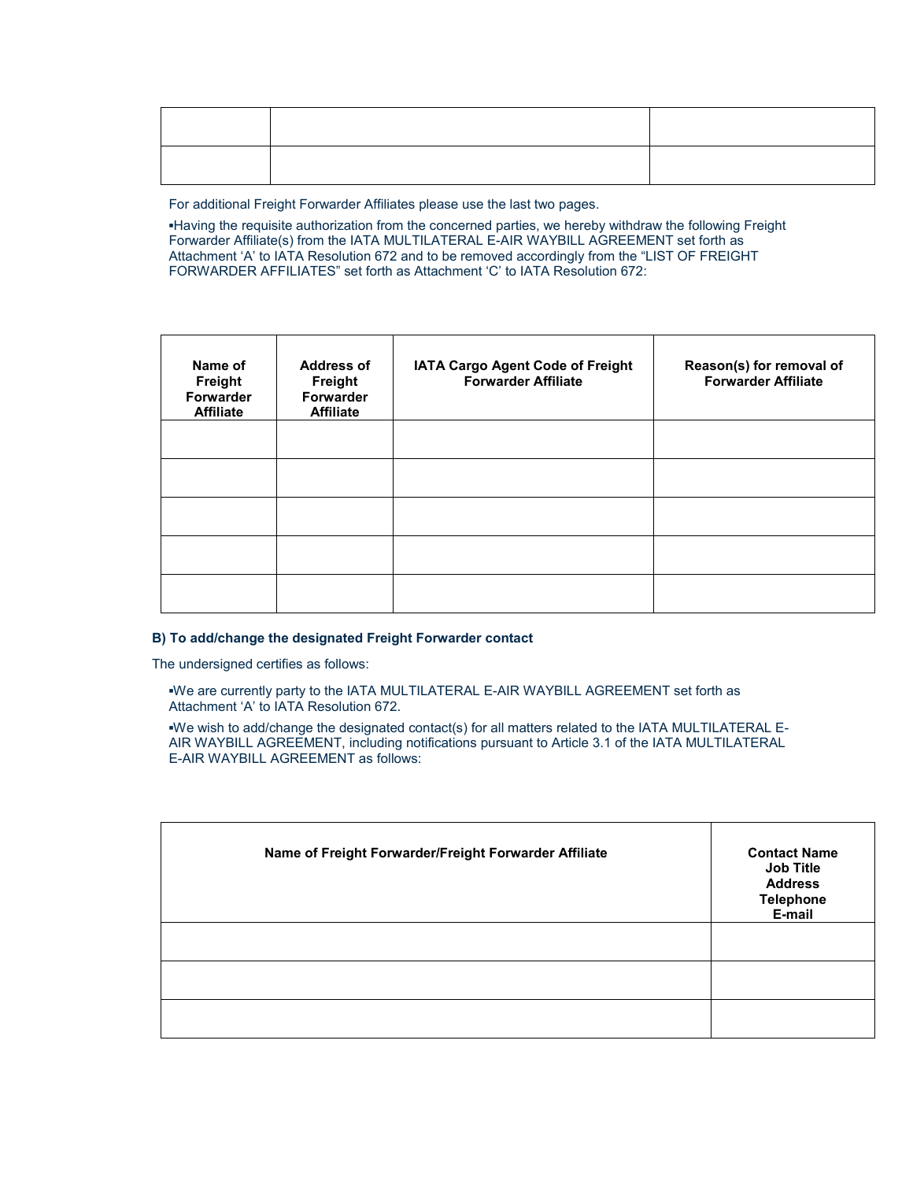| | | |
|---|---|---|
| | | |
| | | |

For additional Freight Forwarder Affiliates please use the last two pages.

▪Having the requisite authorization from the concerned parties, we hereby withdraw the following Freight Forwarder Affiliate(s) from the IATA MULTILATERAL E-AIR WAYBILL AGREEMENT set forth as Attachment 'A' to IATA Resolution 672 and to be removed accordingly from the "LIST OF FREIGHT FORWARDER AFFILIATES" set forth as Attachment 'C' to IATA Resolution 672:

| **Name of Freight Forwarder Affiliate** | **Address of Freight Forwarder Affiliate** | **IATA Cargo Agent Code of Freight Forwarder Affiliate** | **Reason(s) for removal of Forwarder Affiliate** |
|---|---|---|---|
| | | | |
| | | | |
| | | | |
| | | | |
| | | | |

**B) To add/change the designated Freight Forwarder contact**

The undersigned certifies as follows:

▪We are currently party to the IATA MULTILATERAL E-AIR WAYBILL AGREEMENT set forth as Attachment 'A' to IATA Resolution 672.

▪We wish to add/change the designated contact(s) for all matters related to the IATA MULTILATERAL E-AIR WAYBILL AGREEMENT, including notifications pursuant to Article 3.1 of the IATA MULTILATERAL E-AIR WAYBILL AGREEMENT as follows:

| **Name of Freight Forwarder/Freight Forwarder Affiliate** | **Contact Name Job Title Address Telephone E-mail** |
|---|---|
| | |
| | |
| | |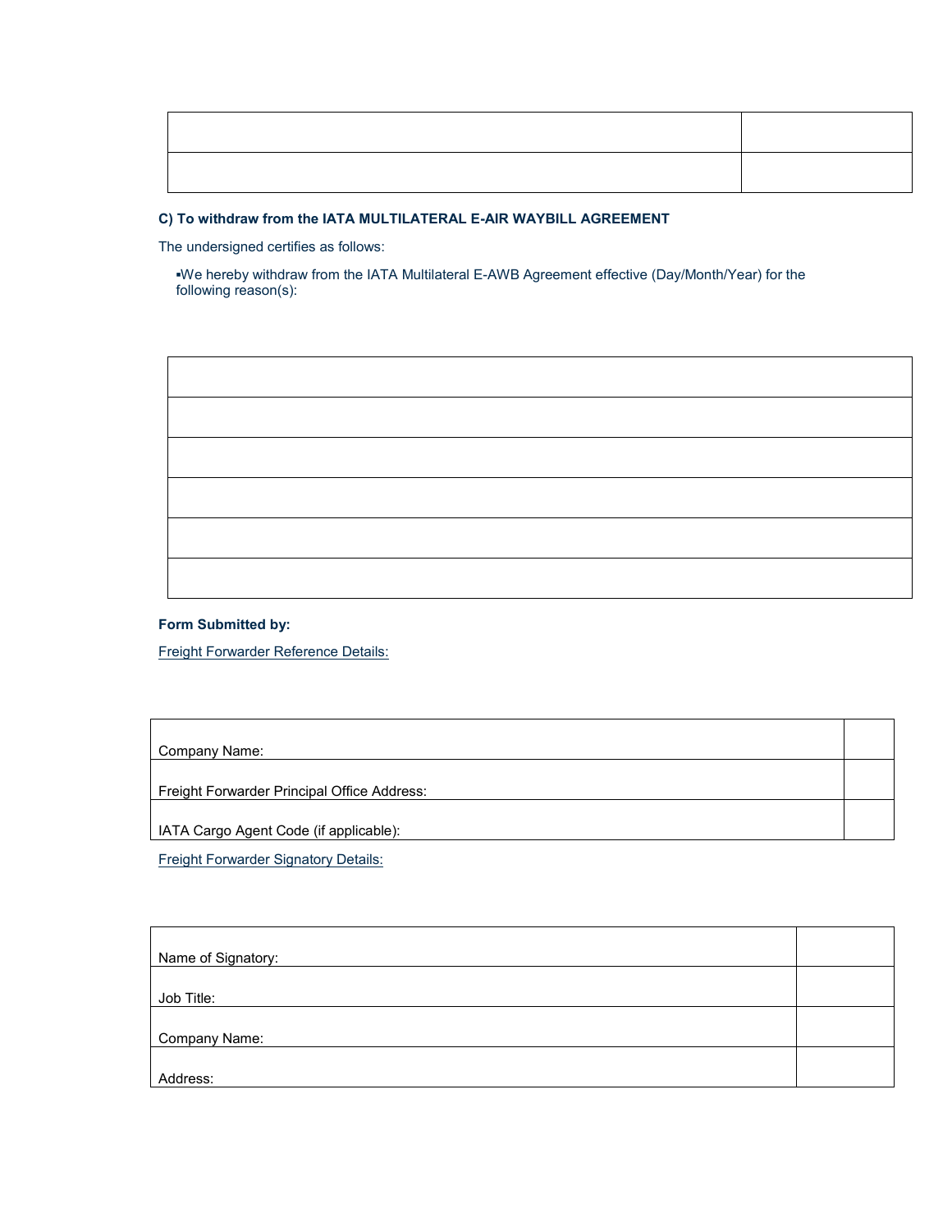| | |
|---|---|
| | |
| | |

**C) To withdraw from the IATA MULTILATERAL E-AIR WAYBILL AGREEMENT**

The undersigned certifies as follows:

▪We hereby withdraw from the IATA Multilateral E-AWB Agreement effective (Day/Month/Year) for the following reason(s):

| |
|---|
| |
| |
| |
| |
| |
| |

**Form Submitted by:**

Freight Forwarder Reference Details:

| | |
|---|---|
| Company Name: | |
| Freight Forwarder Principal Office Address: | |
| IATA Cargo Agent Code (if applicable): | |

Freight Forwarder Signatory Details:

| | |
|---|---|
| Name of Signatory: | |
| Job Title: | |
| Company Name: | |
| Address: | |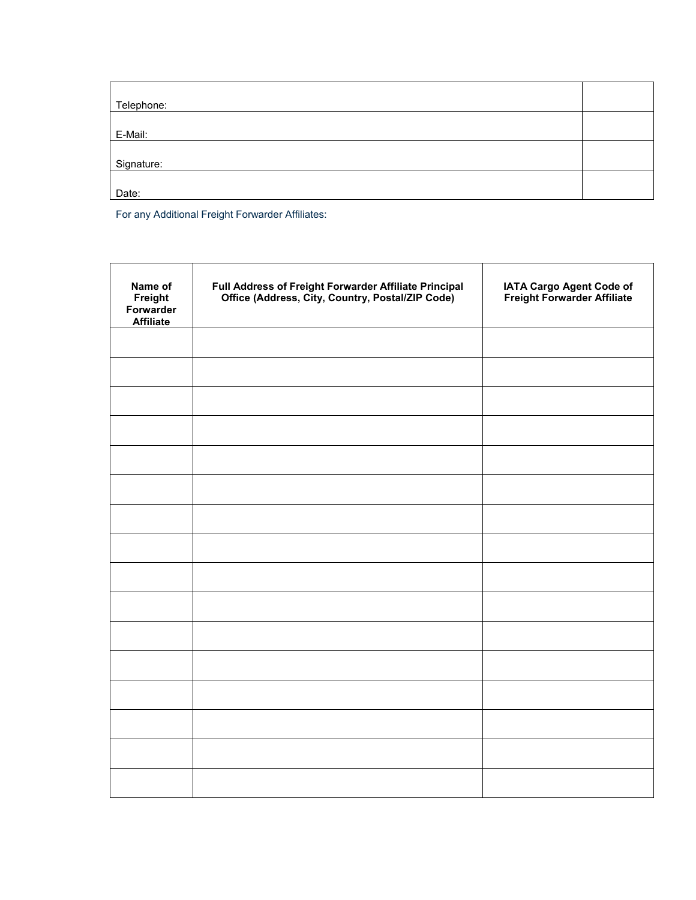| | |
|---|---|
| Telephone: | |
| E-Mail: | |
| Signature: | |
| Date: | |

For any Additional Freight Forwarder Affiliates:

| Name of Freight Forwarder Affiliate | Full Address of Freight Forwarder Affiliate Principal Office (Address, City, Country, Postal/ZIP Code) | IATA Cargo Agent Code of Freight Forwarder Affiliate |
|---|---|---|
| | | |
| | | |
| | | |
| | | |
| | | |
| | | |
| | | |
| | | |
| | | |
| | | |
| | | |
| | | |
| | | |
| | | |
| | | |
| | | |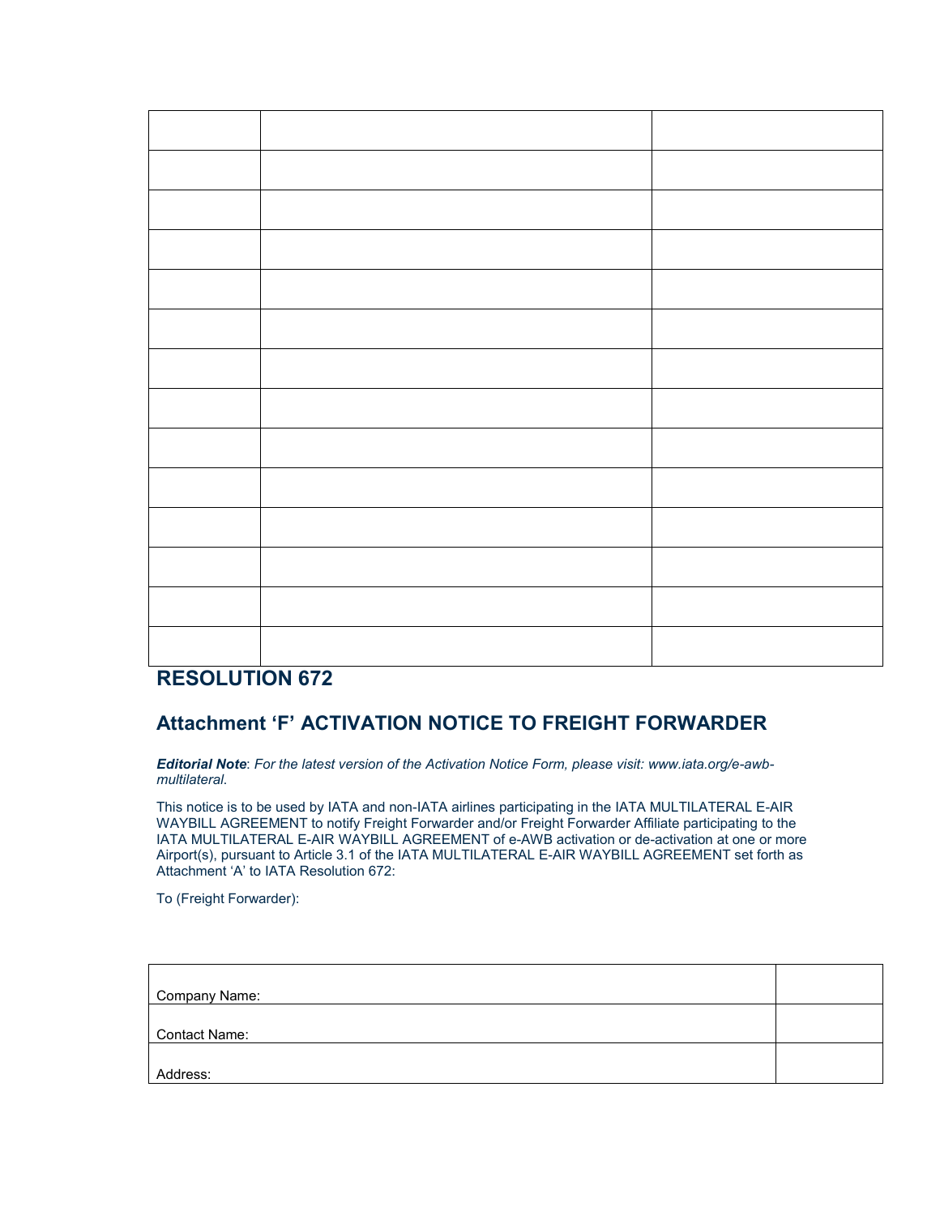| | | |
|---|---|---|
| | | |
| | | |
| | | |
| | | |
| | | |
| | | |
| | | |
| | | |
| | | |
| | | |
| | | |
| | | |
| | | |

## RESOLUTION 672

### Attachment 'F' ACTIVATION NOTICE TO FREIGHT FORWARDER

***Editorial Note***: *For the latest version of the Activation Notice Form, please visit: www.iata.org/e-awb-multilateral.*

This notice is to be used by IATA and non-IATA airlines participating in the IATA MULTILATERAL E-AIR WAYBILL AGREEMENT to notify Freight Forwarder and/or Freight Forwarder Affiliate participating to the IATA MULTILATERAL E-AIR WAYBILL AGREEMENT of e-AWB activation or de-activation at one or more Airport(s), pursuant to Article 3.1 of the IATA MULTILATERAL E-AIR WAYBILL AGREEMENT set forth as Attachment 'A' to IATA Resolution 672:

To (Freight Forwarder):

| | |
|---|---|
| Company Name: | |
| Contact Name: | |
| Address: | |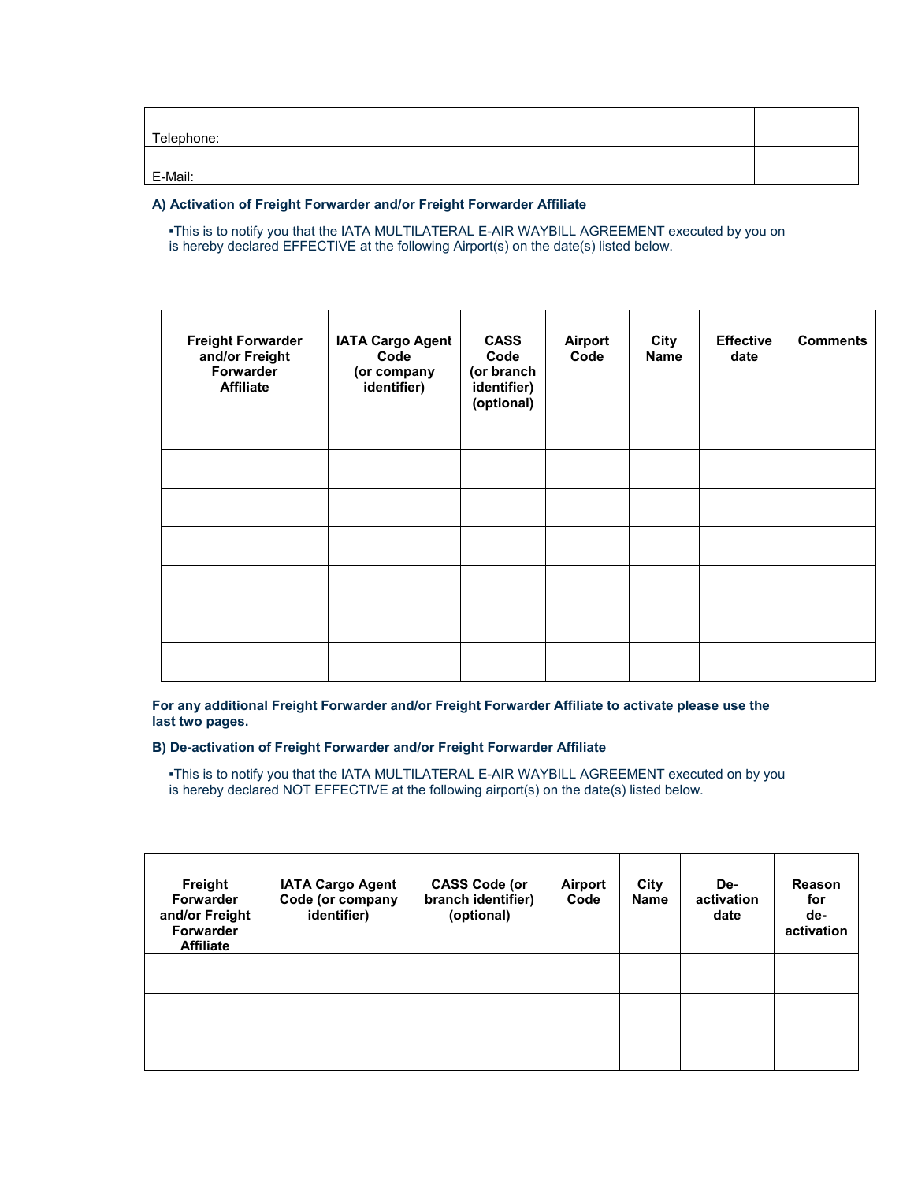| Telephone: | |
|---|---|
| E-Mail: | |

**A) Activation of Freight Forwarder and/or Freight Forwarder Affiliate**

▪This is to notify you that the IATA MULTILATERAL E-AIR WAYBILL AGREEMENT executed by you on is hereby declared EFFECTIVE at the following Airport(s) on the date(s) listed below.

| Freight Forwarder and/or Freight Forwarder Affiliate | IATA Cargo Agent Code (or company identifier) | CASS Code (or branch identifier) (optional) | Airport Code | City Name | Effective date | Comments |
|---|---|---|---|---|---|---|
| | | | | | | |
| | | | | | | |
| | | | | | | |
| | | | | | | |
| | | | | | | |
| | | | | | | |
| | | | | | | |

**For any additional Freight Forwarder and/or Freight Forwarder Affiliate to activate please use the last two pages.**

**B) De-activation of Freight Forwarder and/or Freight Forwarder Affiliate**

▪This is to notify you that the IATA MULTILATERAL E-AIR WAYBILL AGREEMENT executed on by you is hereby declared NOT EFFECTIVE at the following airport(s) on the date(s) listed below.

| Freight Forwarder and/or Freight Forwarder Affiliate | IATA Cargo Agent Code (or company identifier) | CASS Code (or branch identifier) (optional) | Airport Code | City Name | De-activation date | Reason for de-activation |
|---|---|---|---|---|---|---|
| | | | | | | |
| | | | | | | |
| | | | | | | |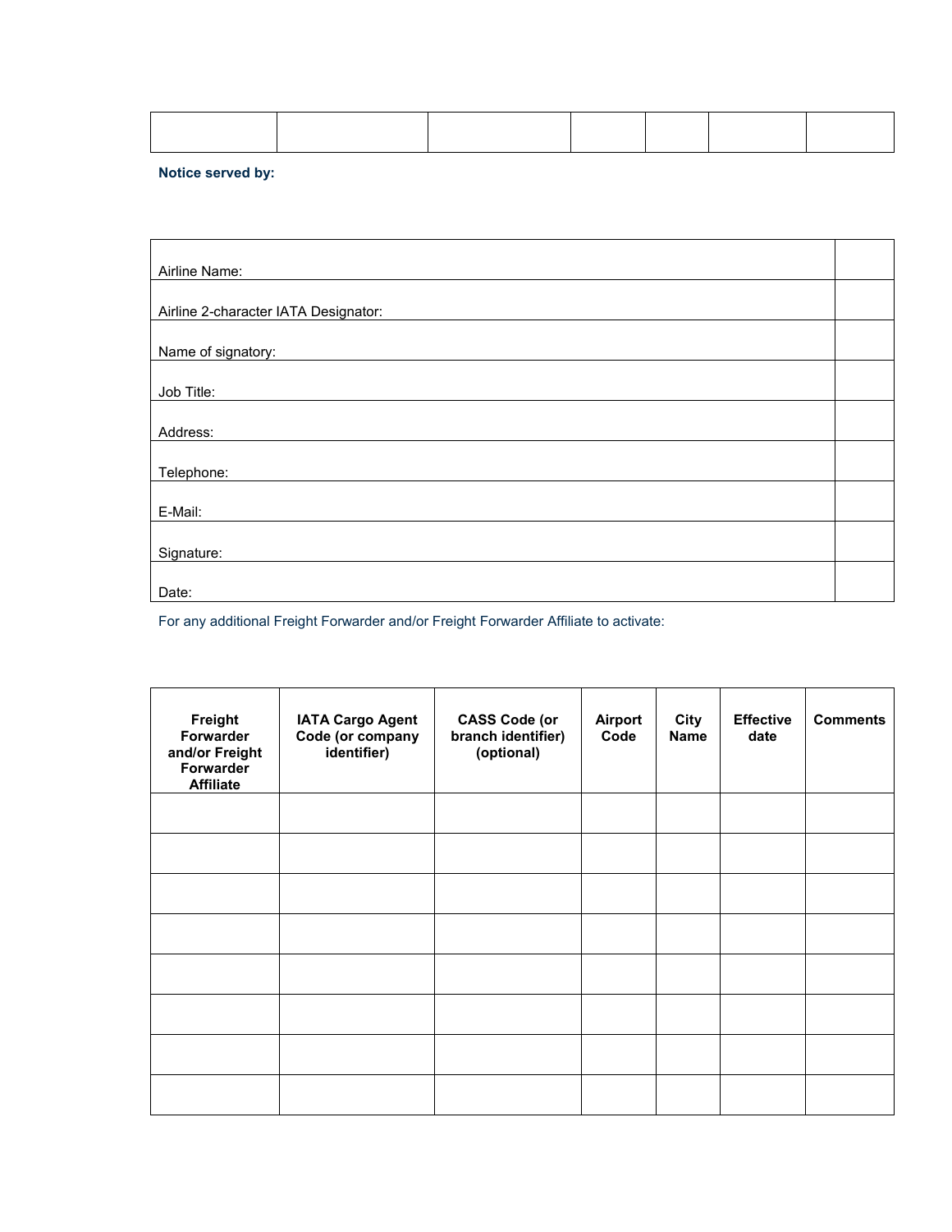| | | | | | | |
|---|---|---|---|---|---|---|
| | | | | | | |

**Notice served by:**

| | |
|---|---|
| Airline Name: | |
| Airline 2-character IATA Designator: | |
| Name of signatory: | |
| Job Title: | |
| Address: | |
| Telephone: | |
| E-Mail: | |
| Signature: | |
| Date: | |

For any additional Freight Forwarder and/or Freight Forwarder Affiliate to activate:

| Freight Forwarder and/or Freight Forwarder Affiliate | IATA Cargo Agent Code (or company identifier) | CASS Code (or branch identifier) (optional) | Airport Code | City Name | Effective date | Comments |
|---|---|---|---|---|---|---|
| | | | | | | |
| | | | | | | |
| | | | | | | |
| | | | | | | |
| | | | | | | |
| | | | | | | |
| | | | | | | |
| | | | | | | |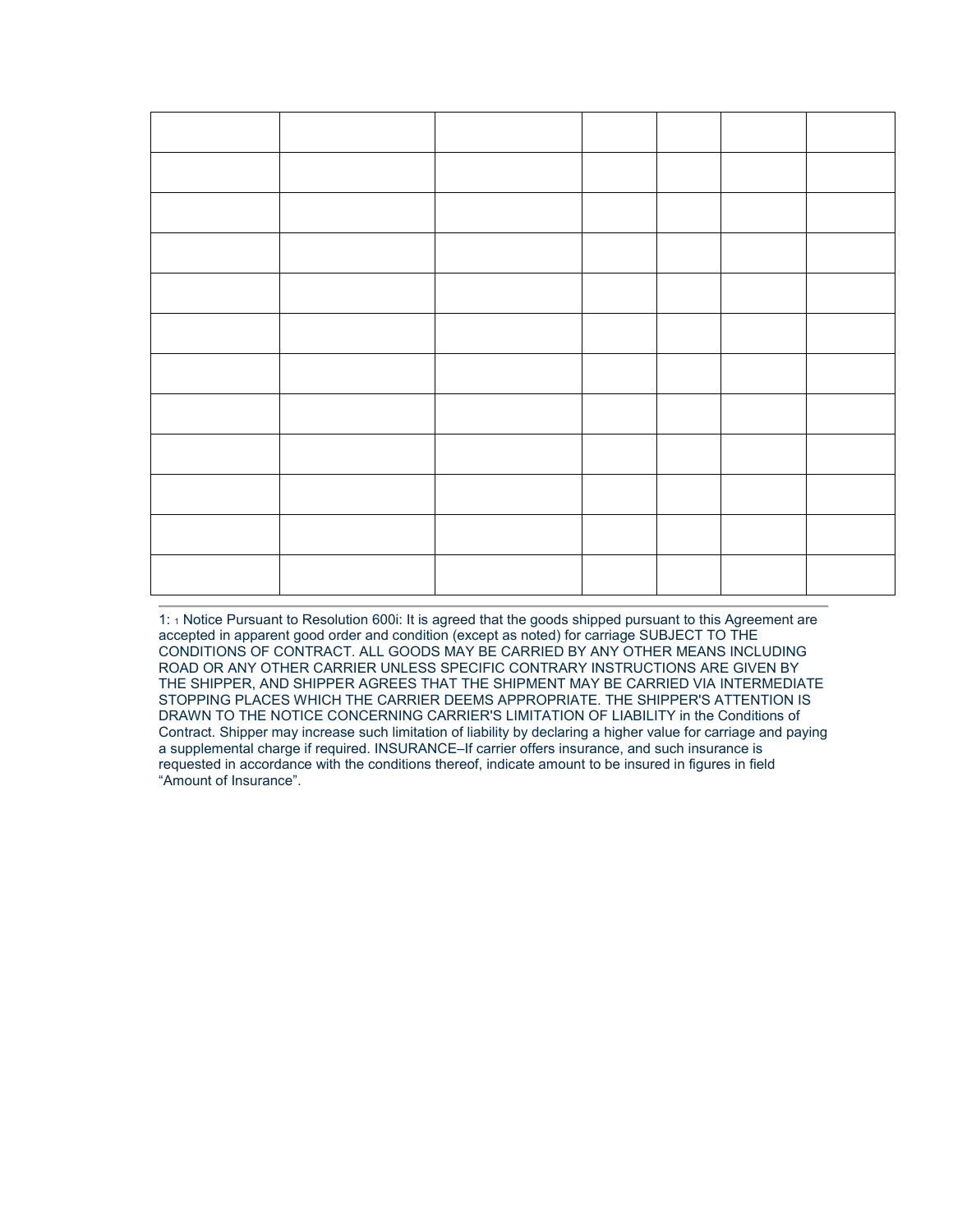| | | | | | | |
|---|---|---|---|---|---|---|
| | | | | | | |
| | | | | | | |
| | | | | | | |
| | | | | | | |
| | | | | | | |
| | | | | | | |
| | | | | | | |
| | | | | | | |
| | | | | | | |
| | | | | | | |
| | | | | | | |

---

1: [1] Notice Pursuant to Resolution 600i: It is agreed that the goods shipped pursuant to this Agreement are accepted in apparent good order and condition (except as noted) for carriage SUBJECT TO THE CONDITIONS OF CONTRACT. ALL GOODS MAY BE CARRIED BY ANY OTHER MEANS INCLUDING ROAD OR ANY OTHER CARRIER UNLESS SPECIFIC CONTRARY INSTRUCTIONS ARE GIVEN BY THE SHIPPER, AND SHIPPER AGREES THAT THE SHIPMENT MAY BE CARRIED VIA INTERMEDIATE STOPPING PLACES WHICH THE CARRIER DEEMS APPROPRIATE. THE SHIPPER'S ATTENTION IS DRAWN TO THE NOTICE CONCERNING CARRIER'S LIMITATION OF LIABILITY in the Conditions of Contract. Shipper may increase such limitation of liability by declaring a higher value for carriage and paying a supplemental charge if required. INSURANCE–If carrier offers insurance, and such insurance is requested in accordance with the conditions thereof, indicate amount to be insured in figures in field "Amount of Insurance".